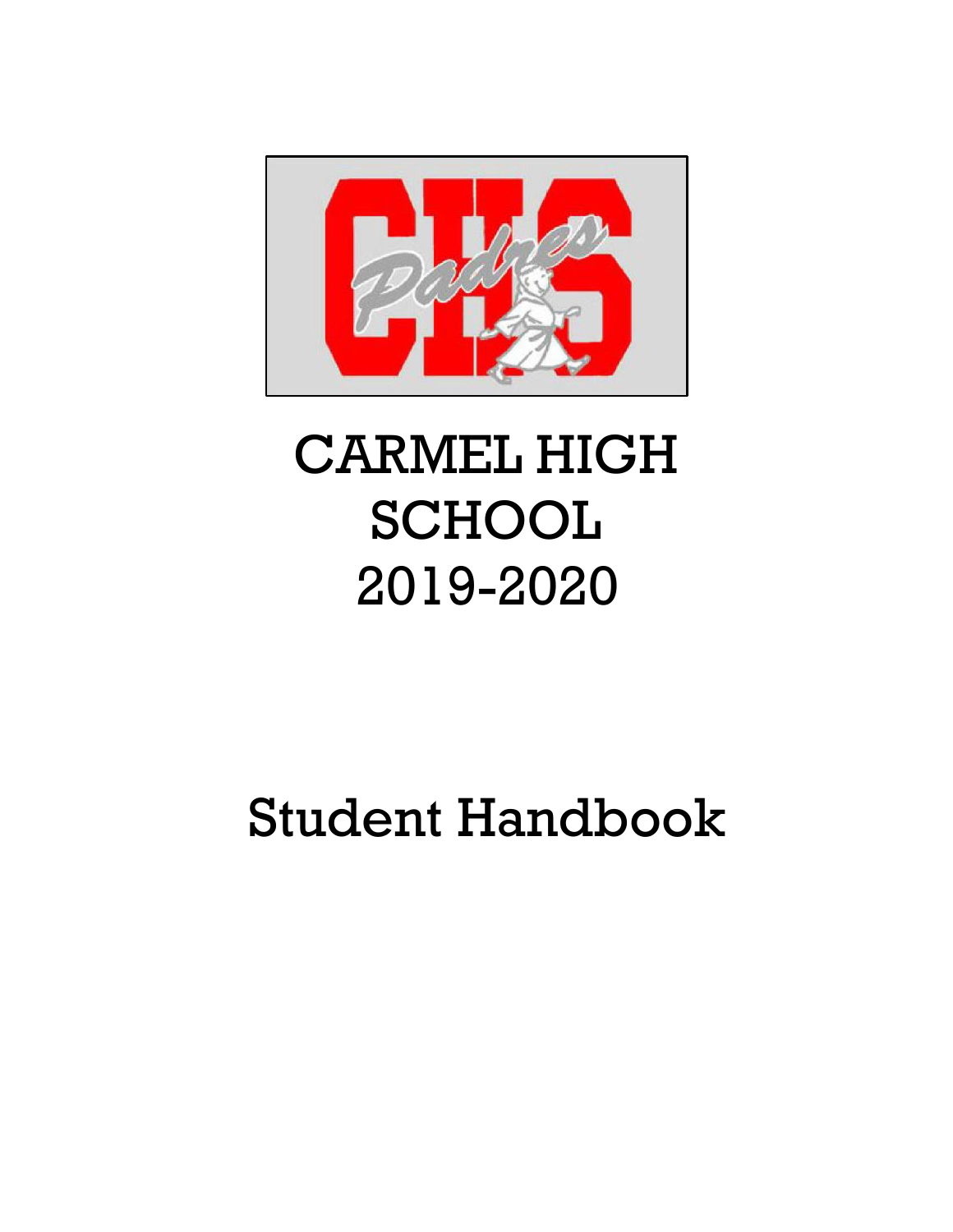# CARMEL HIGH SCHOOL 2019-2020

# Student Handbook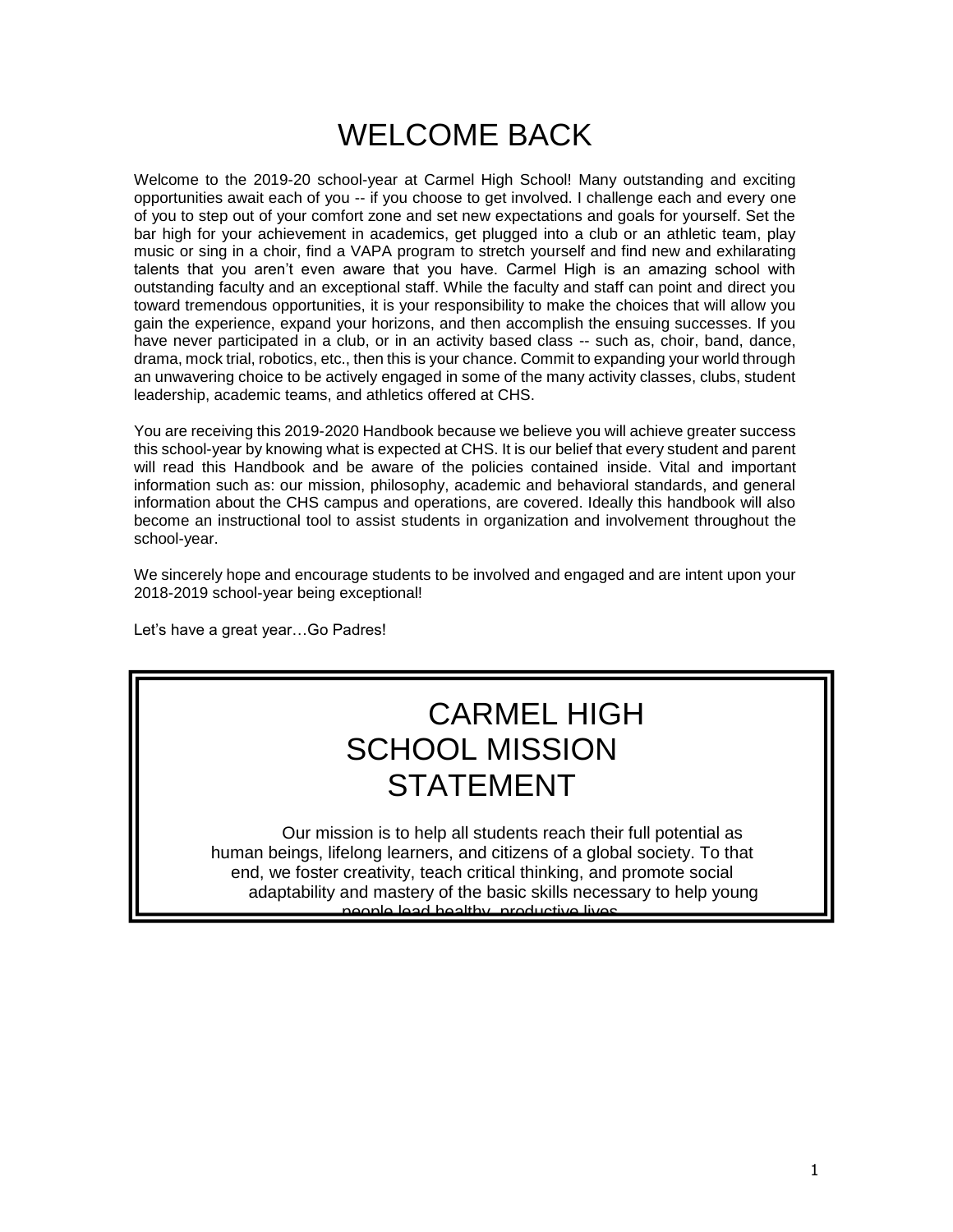# WELCOME BACK

Welcome to the 2019-20 school-year at Carmel High School! Many outstanding and exciting opportunities await each of you -- if you choose to get involved. I challenge each and every one of you to step out of your comfort zone and set new expectations and goals for yourself. Set the bar high for your achievement in academics, get plugged into a club or an athletic team, play music or sing in a choir, find a VAPA program to stretch yourself and find new and exhilarating talents that you aren't even aware that you have. Carmel High is an amazing school with outstanding faculty and an exceptional staff. While the faculty and staff can point and direct you toward tremendous opportunities, it is your responsibility to make the choices that will allow you gain the experience, expand your horizons, and then accomplish the ensuing successes. If you have never participated in a club, or in an activity based class -- such as, choir, band, dance, drama, mock trial, robotics, etc., then this is your chance. Commit to expanding your world through an unwavering choice to be actively engaged in some of the many activity classes, clubs, student leadership, academic teams, and athletics offered at CHS.

You are receiving this 2019-2020 Handbook because we believe you will achieve greater success this school-year by knowing what is expected at CHS. It is our belief that every student and parent will read this Handbook and be aware of the policies contained inside. Vital and important information such as: our mission, philosophy, academic and behavioral standards, and general information about the CHS campus and operations, are covered. Ideally this handbook will also become an instructional tool to assist students in organization and involvement throughout the school-year.

We sincerely hope and encourage students to be involved and engaged and are intent upon your 2018-2019 school-year being exceptional!

Let's have a great year…Go Padres!

## CARMEL HIGH SCHOOL MISSION STATEMENT

Our mission is to help all students reach their full potential as human beings, lifelong learners, and citizens of a global society. To that end, we foster creativity, teach critical thinking, and promote social adaptability and mastery of the basic skills necessary to help young people lead healthy, productive lives.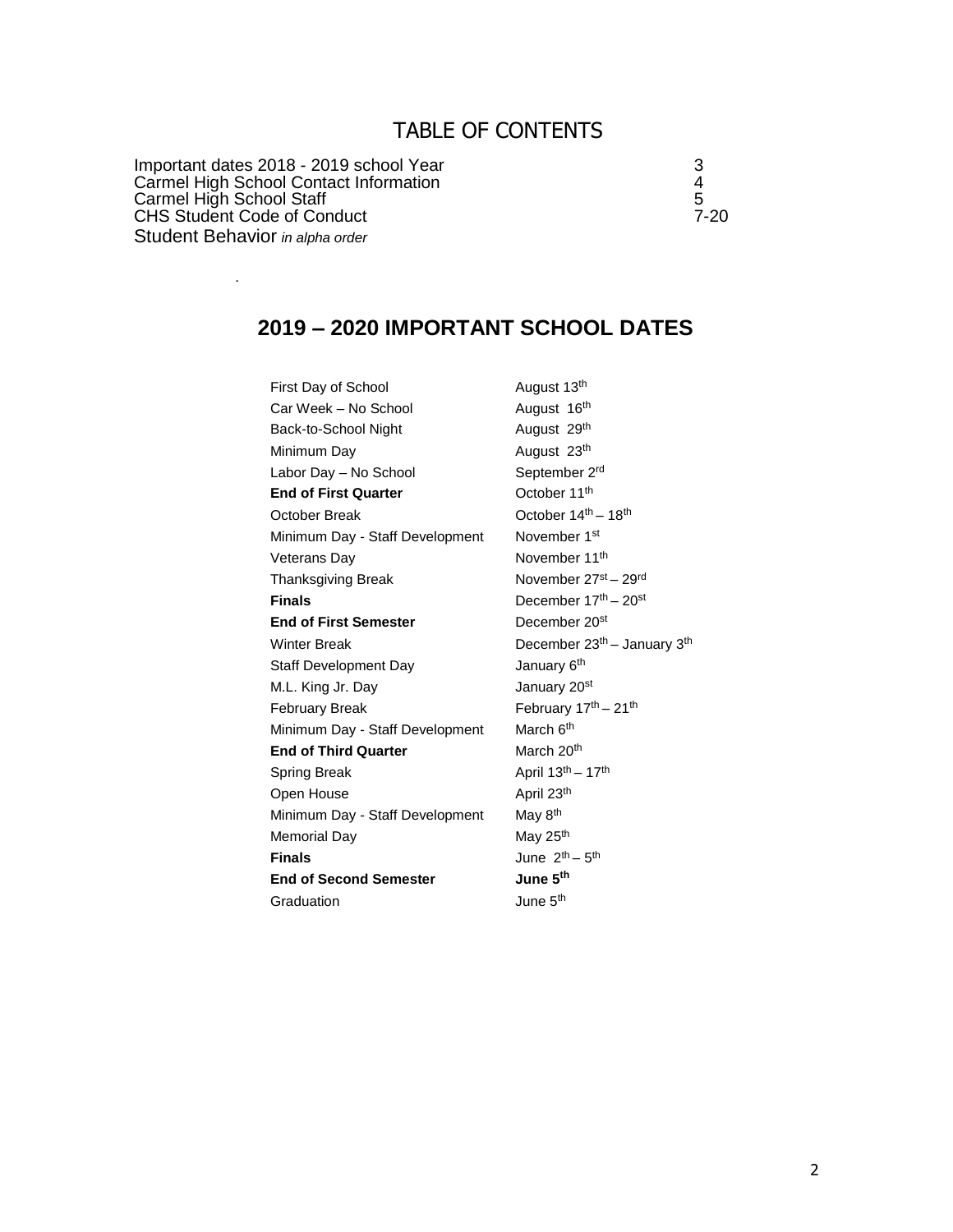# TABLE OF CONTENTS

| | |
|---|---|
| Important dates 2018 - 2019 school Year | 3 |
| Carmel High School Contact Information | 4 |
| Carmel High School Staff | 5 |
| CHS Student Code of Conduct | 7-20 |
| Student Behavior *in alpha order* | |

## 2019 – 2020 IMPORTANT SCHOOL DATES

| | |
|---|---|
| First Day of School | August 13th |
| Car Week – No School | August 16th |
| Back-to-School Night | August 29th |
| Minimum Day | August 23th |
| Labor Day – No School | September 2rd |
| **End of First Quarter** | October 11th |
| October Break | October 14th – 18th |
| Minimum Day - Staff Development | November 1st |
| Veterans Day | November 11th |
| Thanksgiving Break | November 27st – 29rd |
| **Finals** | December 17th – 20st |
| **End of First Semester** | December 20st |
| Winter Break | December 23th – January 3th |
| Staff Development Day | January 6th |
| M.L. King Jr. Day | January 20st |
| February Break | February 17th – 21th |
| Minimum Day - Staff Development | March 6th |
| **End of Third Quarter** | March 20th |
| Spring Break | April 13th – 17th |
| Open House | April 23th |
| Minimum Day - Staff Development | May 8th |
| Memorial Day | May 25th |
| **Finals** | June 2th – 5th |
| **End of Second Semester** | **June 5th** |
| Graduation | June 5th |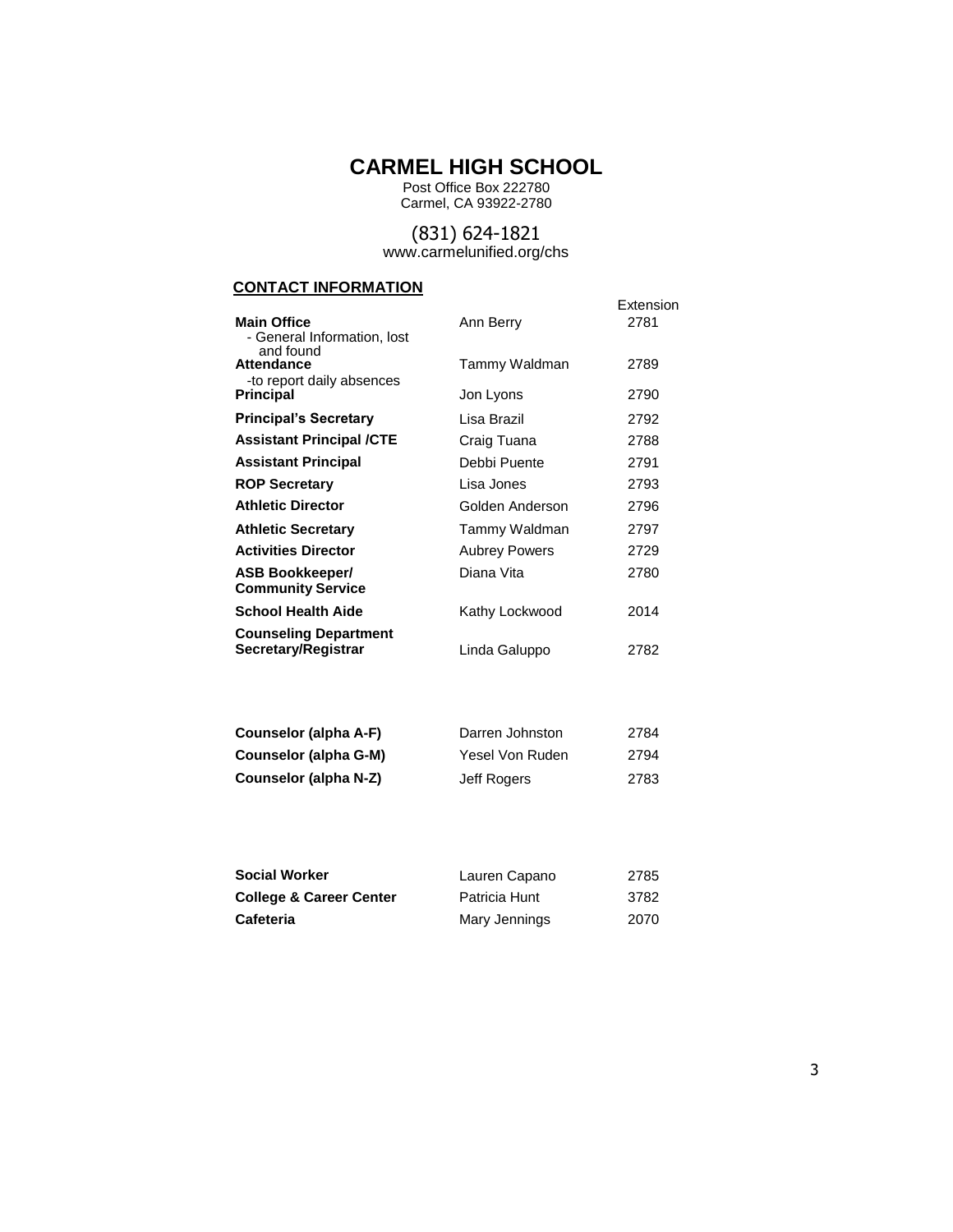# CARMEL HIGH SCHOOL

Post Office Box 222780
Carmel, CA 93922-2780

(831) 624-1821
www.carmelunified.org/chs

## CONTACT INFORMATION

| | | Extension |
|---|---|---|
| **Main Office**<br>- General Information, lost and found | Ann Berry | 2781 |
| **Attendance**<br>-to report daily absences | Tammy Waldman | 2789 |
| **Principal** | Jon Lyons | 2790 |
| **Principal's Secretary** | Lisa Brazil | 2792 |
| **Assistant Principal /CTE** | Craig Tuana | 2788 |
| **Assistant Principal** | Debbi Puente | 2791 |
| **ROP Secretary** | Lisa Jones | 2793 |
| **Athletic Director** | Golden Anderson | 2796 |
| **Athletic Secretary** | Tammy Waldman | 2797 |
| **Activities Director** | Aubrey Powers | 2729 |
| **ASB Bookkeeper/ Community Service** | Diana Vita | 2780 |
| **School Health Aide** | Kathy Lockwood | 2014 |
| **Counseling Department Secretary/Registrar** | Linda Galuppo | 2782 |
| **Counselor (alpha A-F)** | Darren Johnston | 2784 |
| **Counselor (alpha G-M)** | Yesel Von Ruden | 2794 |
| **Counselor (alpha N-Z)** | Jeff Rogers | 2783 |
| **Social Worker** | Lauren Capano | 2785 |
| **College & Career Center** | Patricia Hunt | 3782 |
| **Cafeteria** | Mary Jennings | 2070 |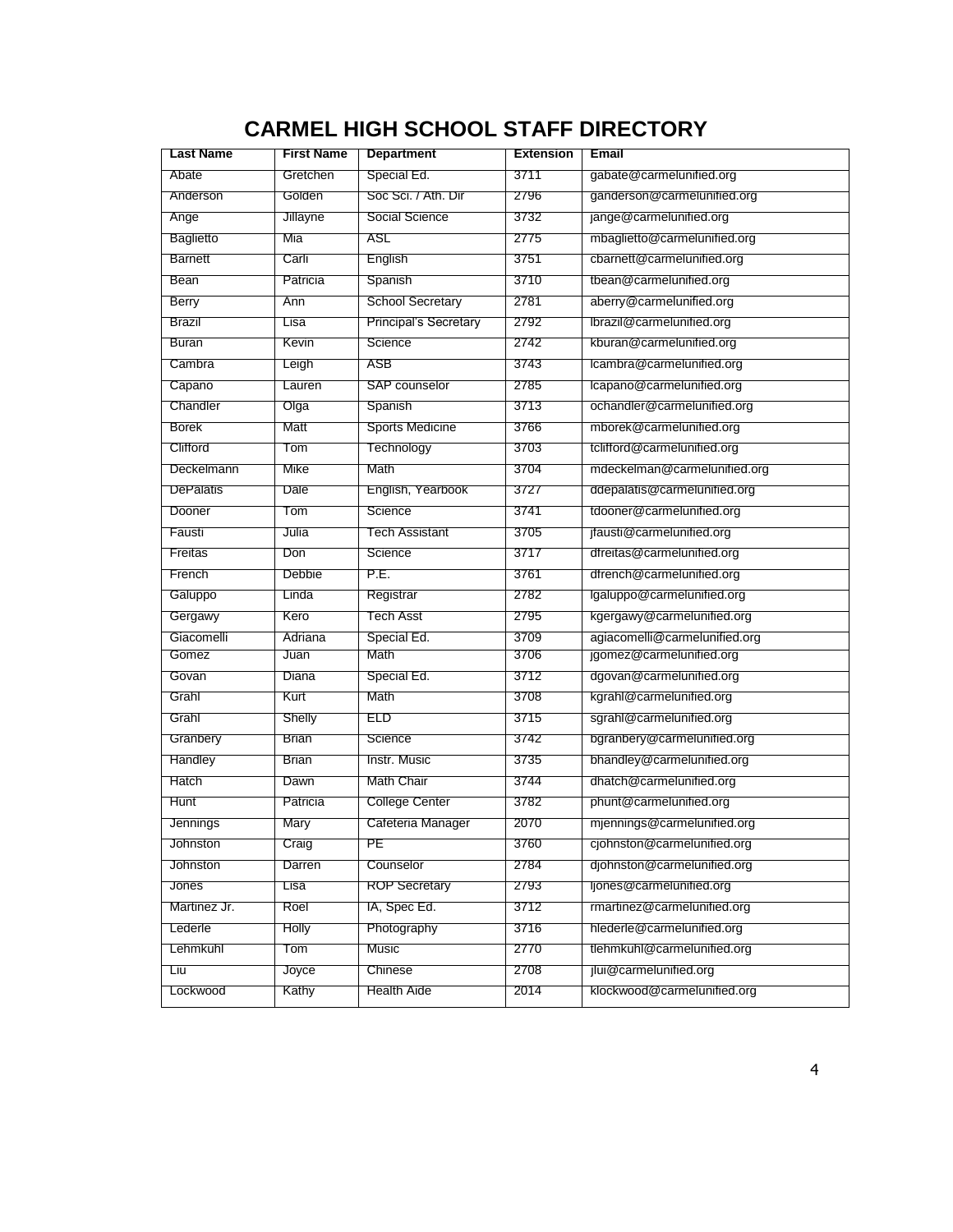# CARMEL HIGH SCHOOL STAFF DIRECTORY

| Last Name | First Name | Department | Extension | Email |
|---|---|---|---|---|
| Abate | Gretchen | Special Ed. | 3711 | gabate@carmelunified.org |
| Anderson | Golden | Soc Sci. / Ath. Dir | 2796 | ganderson@carmelunified.org |
| Ange | Jillayne | Social Science | 3732 | jange@carmelunified.org |
| Baglietto | Mia | ASL | 2775 | mbaglietto@carmelunified.org |
| Barnett | Carli | English | 3751 | cbarnett@carmelunified.org |
| Bean | Patricia | Spanish | 3710 | tbean@carmelunified.org |
| Berry | Ann | School Secretary | 2781 | aberry@carmelunified.org |
| Brazil | Lisa | Principal's Secretary | 2792 | lbrazil@carmelunified.org |
| Buran | Kevin | Science | 2742 | kburan@carmelunified.org |
| Cambra | Leigh | ASB | 3743 | lcambra@carmelunified.org |
| Capano | Lauren | SAP counselor | 2785 | lcapano@carmelunified.org |
| Chandler | Olga | Spanish | 3713 | ochandler@carmelunified.org |
| Borek | Matt | Sports Medicine | 3766 | mborek@carmelunified.org |
| Clifford | Tom | Technology | 3703 | tclifford@carmelunified.org |
| Deckelmann | Mike | Math | 3704 | mdeckelman@carmelunified.org |
| DePalatis | Dale | English, Yearbook | 3727 | ddepalatis@carmelunified.org |
| Dooner | Tom | Science | 3741 | tdooner@carmelunified.org |
| Fausti | Julia | Tech Assistant | 3705 | jfausti@carmelunified.org |
| Freitas | Don | Science | 3717 | dfreitas@carmelunified.org |
| French | Debbie | P.E. | 3761 | dfrench@carmelunified.org |
| Galuppo | Linda | Registrar | 2782 | lgaluppo@carmelunified.org |
| Gergawy | Kero | Tech Asst | 2795 | kgergawy@carmelunified.org |
| Giacomelli | Adriana | Special Ed. | 3709 | agiacomelli@carmelunified.org |
| Gomez | Juan | Math | 3706 | jgomez@carmelunified.org |
| Govan | Diana | Special Ed. | 3712 | dgovan@carmelunified.org |
| Grahl | Kurt | Math | 3708 | kgrahl@carmelunified.org |
| Grahl | Shelly | ELD | 3715 | sgrahl@carmelunified.org |
| Granbery | Brian | Science | 3742 | bgranbery@carmelunified.org |
| Handley | Brian | Instr. Music | 3735 | bhandley@carmelunified.org |
| Hatch | Dawn | Math Chair | 3744 | dhatch@carmelunified.org |
| Hunt | Patricia | College Center | 3782 | phunt@carmelunified.org |
| Jennings | Mary | Cafeteria Manager | 2070 | mjennings@carmelunified.org |
| Johnston | Craig | PE | 3760 | cjohnston@carmelunified.org |
| Johnston | Darren | Counselor | 2784 | djohnston@carmelunified.org |
| Jones | Lisa | ROP Secretary | 2793 | ljones@carmelunified.org |
| Martinez Jr. | Roel | IA, Spec Ed. | 3712 | rmartinez@carmelunified.org |
| Lederle | Holly | Photography | 3716 | hlederle@carmelunified.org |
| Lehmkuhl | Tom | Music | 2770 | tlehmkuhl@carmelunified.org |
| Liu | Joyce | Chinese | 2708 | jlui@carmelunified.org |
| Lockwood | Kathy | Health Aide | 2014 | klockwood@carmelunified.org |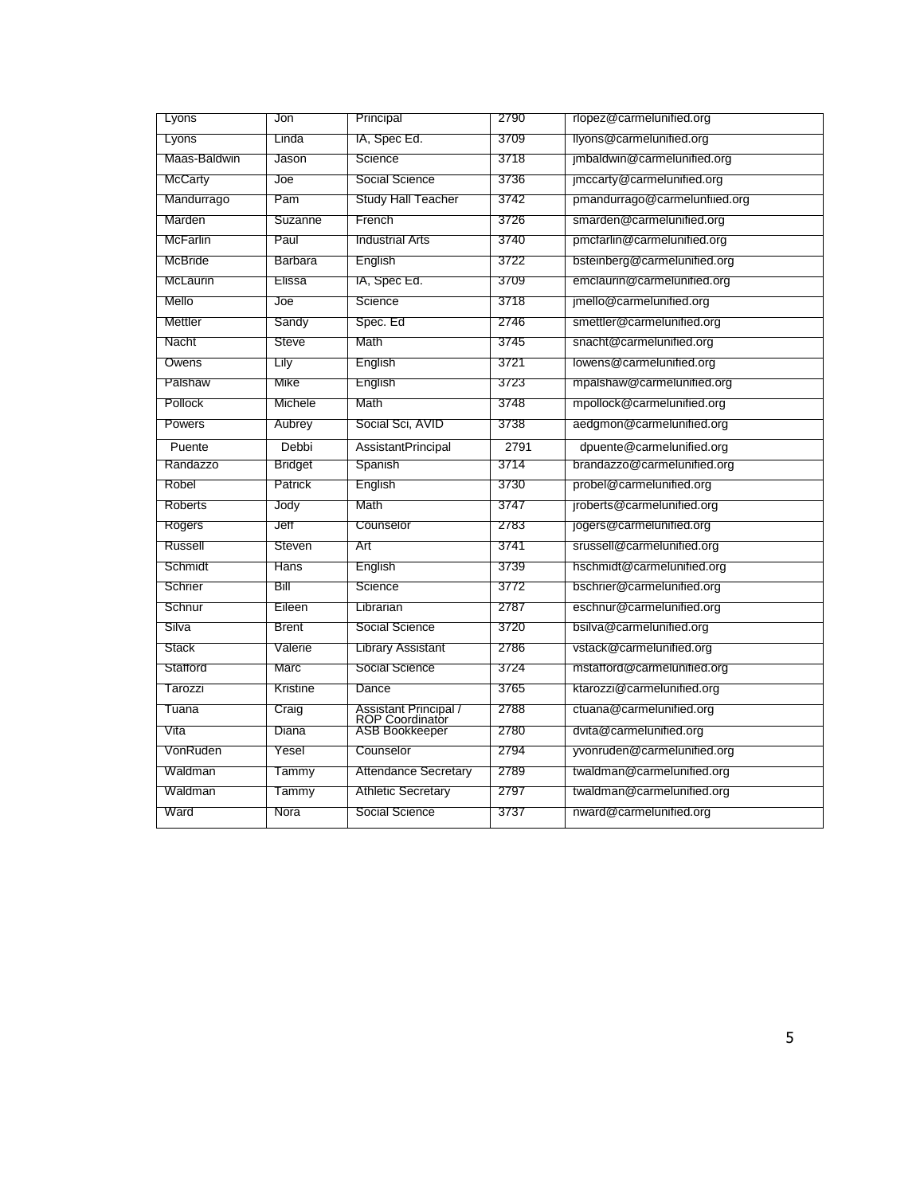| Lyons | Jon | Principal | 2790 | rlopez@carmelunified.org |
|---|---|---|---|---|
| Lyons | Linda | IA, Spec Ed. | 3709 | llyons@carmelunified.org |
| Maas-Baldwin | Jason | Science | 3718 | jmbaldwin@carmelunified.org |
| McCarty | Joe | Social Science | 3736 | jmccarty@carmelunified.org |
| Mandurrago | Pam | Study Hall Teacher | 3742 | pmandurrago@carmelunfiied.org |
| Marden | Suzanne | French | 3726 | smarden@carmelunified.org |
| McFarlin | Paul | Industrial Arts | 3740 | pmcfarlin@carmelunified.org |
| McBride | Barbara | English | 3722 | bsteinberg@carmelunified.org |
| McLaurin | Elissa | IA, Spec Ed. | 3709 | emclaurin@carmelunified.org |
| Mello | Joe | Science | 3718 | jmello@carmelunified.org |
| Mettler | Sandy | Spec. Ed | 2746 | smettler@carmelunified.org |
| Nacht | Steve | Math | 3745 | snacht@carmelunified.org |
| Owens | Lily | English | 3721 | lowens@carmelunified.org |
| Palshaw | Mike | English | 3723 | mpalshaw@carmelunified.org |
| Pollock | Michele | Math | 3748 | mpollock@carmelunified.org |
| Powers | Aubrey | Social Sci, AVID | 3738 | aedgmon@carmelunified.org |
| Puente | Debbi | AssistantPrincipal | 2791 | dpuente@carmelunified.org |
| Randazzo | Bridget | Spanish | 3714 | brandazzo@carmelunified.org |
| Robel | Patrick | English | 3730 | probel@carmelunified.org |
| Roberts | Jody | Math | 3747 | jroberts@carmelunified.org |
| Rogers | Jeff | Counselor | 2783 | jogers@carmelunified.org |
| Russell | Steven | Art | 3741 | srussell@carmelunified.org |
| Schmidt | Hans | English | 3739 | hschmidt@carmelunified.org |
| Schrier | Bill | Science | 3772 | bschrier@carmelunified.org |
| Schnur | Eileen | Librarian | 2787 | eschnur@carmelunified.org |
| Silva | Brent | Social Science | 3720 | bsilva@carmelunified.org |
| Stack | Valerie | Library Assistant | 2786 | vstack@carmelunified.org |
| Stafford | Marc | Social Science | 3724 | mstafford@carmelunified.org |
| Tarozzi | Kristine | Dance | 3765 | ktarozzi@carmelunified.org |
| Tuana | Craig | Assistant Principal / ROP Coordinator | 2788 | ctuana@carmelunified.org |
| Vita | Diana | ASB Bookkeeper | 2780 | dvita@carmelunified.org |
| VonRuden | Yesel | Counselor | 2794 | yvonruden@carmelunified.org |
| Waldman | Tammy | Attendance Secretary | 2789 | twaldman@carmelunified.org |
| Waldman | Tammy | Athletic Secretary | 2797 | twaldman@carmelunified.org |
| Ward | Nora | Social Science | 3737 | nward@carmelunified.org |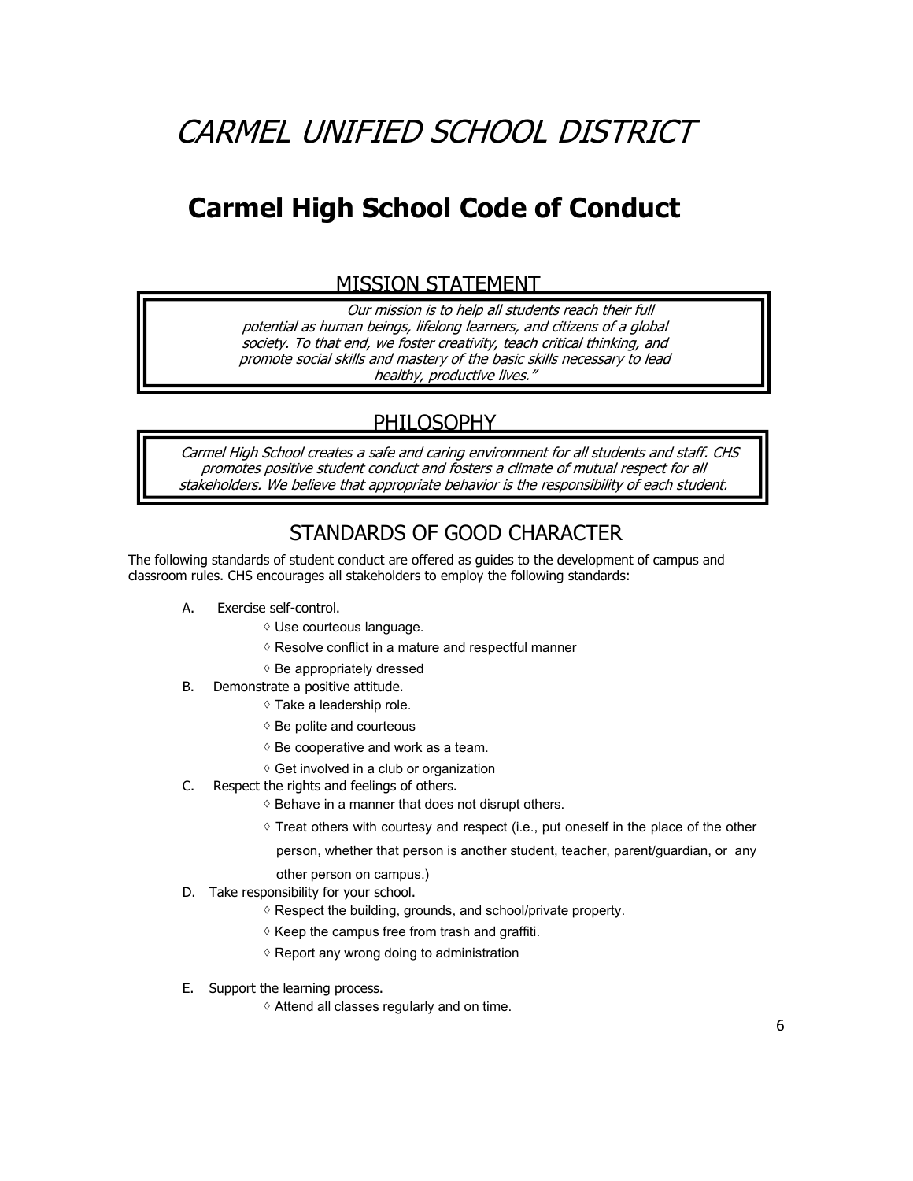# CARMEL UNIFIED SCHOOL DISTRICT

# Carmel High School Code of Conduct

## MISSION STATEMENT

*Our mission is to help all students reach their full potential as human beings, lifelong learners, and citizens of a global society. To that end, we foster creativity, teach critical thinking, and promote social skills and mastery of the basic skills necessary to lead healthy, productive lives."*

## PHILOSOPHY

*Carmel High School creates a safe and caring environment for all students and staff. CHS promotes positive student conduct and fosters a climate of mutual respect for all stakeholders. We believe that appropriate behavior is the responsibility of each student.*

## STANDARDS OF GOOD CHARACTER

The following standards of student conduct are offered as guides to the development of campus and classroom rules. CHS encourages all stakeholders to employ the following standards:

A. Exercise self-control.
   - ◊ Use courteous language.
   - ◊ Resolve conflict in a mature and respectful manner
   - ◊ Be appropriately dressed

B. Demonstrate a positive attitude.
   - ◊ Take a leadership role.
   - ◊ Be polite and courteous
   - ◊ Be cooperative and work as a team.
   - ◊ Get involved in a club or organization

C. Respect the rights and feelings of others.
   - ◊ Behave in a manner that does not disrupt others.
   - ◊ Treat others with courtesy and respect (i.e., put oneself in the place of the other person, whether that person is another student, teacher, parent/guardian, or any other person on campus.)

D. Take responsibility for your school.
   - ◊ Respect the building, grounds, and school/private property.
   - ◊ Keep the campus free from trash and graffiti.
   - ◊ Report any wrong doing to administration

E. Support the learning process.
   - ◊ Attend all classes regularly and on time.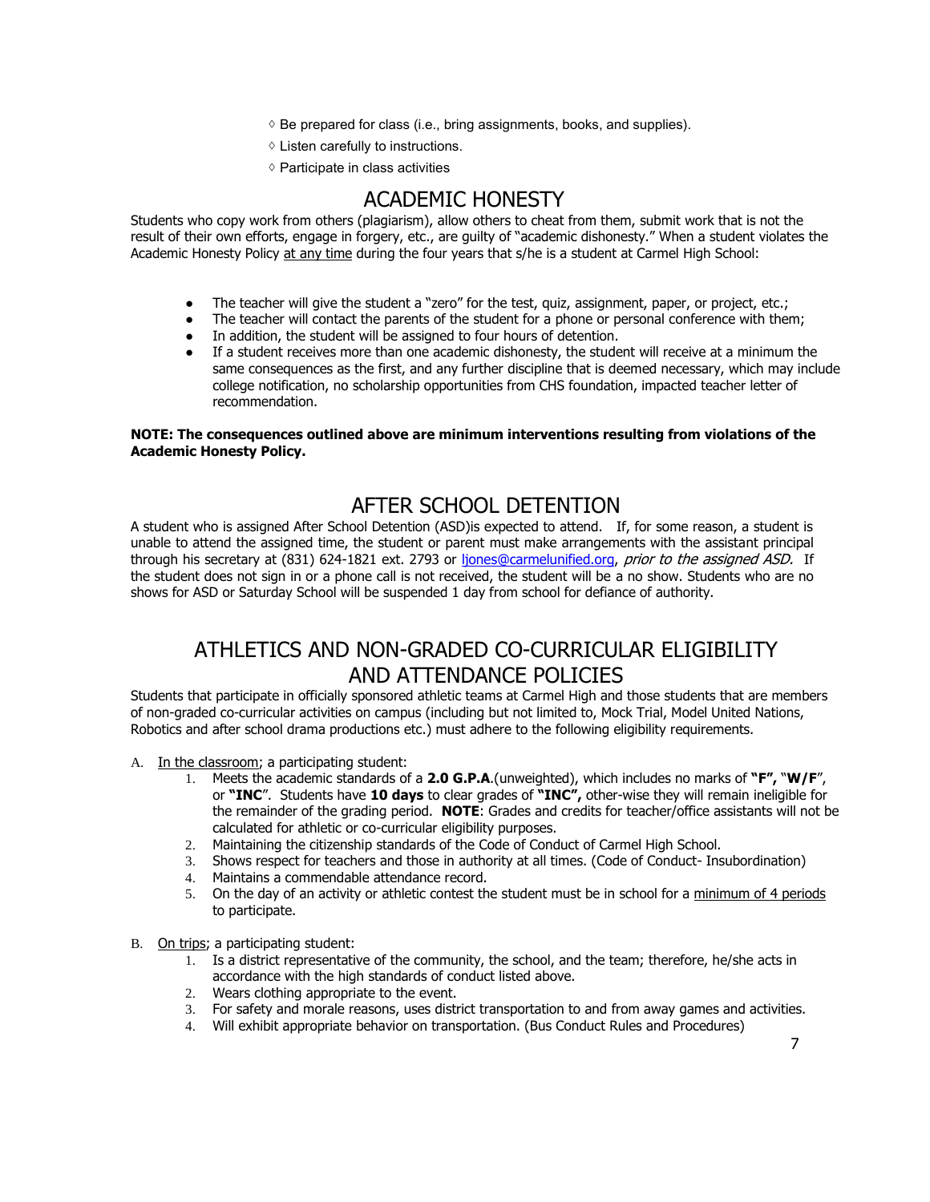◊ Be prepared for class (i.e., bring assignments, books, and supplies).

◊ Listen carefully to instructions.

◊ Participate in class activities

# ACADEMIC HONESTY

Students who copy work from others (plagiarism), allow others to cheat from them, submit work that is not the result of their own efforts, engage in forgery, etc., are guilty of "academic dishonesty." When a student violates the Academic Honesty Policy at any time during the four years that s/he is a student at Carmel High School:

- The teacher will give the student a "zero" for the test, quiz, assignment, paper, or project, etc.;
- The teacher will contact the parents of the student for a phone or personal conference with them;
- In addition, the student will be assigned to four hours of detention.
- If a student receives more than one academic dishonesty, the student will receive at a minimum the same consequences as the first, and any further discipline that is deemed necessary, which may include college notification, no scholarship opportunities from CHS foundation, impacted teacher letter of recommendation.

**NOTE: The consequences outlined above are minimum interventions resulting from violations of the Academic Honesty Policy.**

# AFTER SCHOOL DETENTION

A student who is assigned After School Detention (ASD)is expected to attend. If, for some reason, a student is unable to attend the assigned time, the student or parent must make arrangements with the assistant principal through his secretary at (831) 624-1821 ext. 2793 or ljones@carmelunified.org, *prior to the assigned ASD.* If the student does not sign in or a phone call is not received, the student will be a no show. Students who are no shows for ASD or Saturday School will be suspended 1 day from school for defiance of authority.

# ATHLETICS AND NON-GRADED CO-CURRICULAR ELIGIBILITY AND ATTENDANCE POLICIES

Students that participate in officially sponsored athletic teams at Carmel High and those students that are members of non-graded co-curricular activities on campus (including but not limited to, Mock Trial, Model United Nations, Robotics and after school drama productions etc.) must adhere to the following eligibility requirements.

A. In the classroom; a participating student:
   1. Meets the academic standards of a **2.0 G.P.A**.(unweighted), which includes no marks of **"F",** "**W/F**", or **"INC**". Students have **10 days** to clear grades of **"INC",** other-wise they will remain ineligible for the remainder of the grading period. **NOTE**: Grades and credits for teacher/office assistants will not be calculated for athletic or co-curricular eligibility purposes.
   2. Maintaining the citizenship standards of the Code of Conduct of Carmel High School.
   3. Shows respect for teachers and those in authority at all times. (Code of Conduct- Insubordination)
   4. Maintains a commendable attendance record.
   5. On the day of an activity or athletic contest the student must be in school for a minimum of 4 periods to participate.

B. On trips; a participating student:
   1. Is a district representative of the community, the school, and the team; therefore, he/she acts in accordance with the high standards of conduct listed above.
   2. Wears clothing appropriate to the event.
   3. For safety and morale reasons, uses district transportation to and from away games and activities.
   4. Will exhibit appropriate behavior on transportation. (Bus Conduct Rules and Procedures)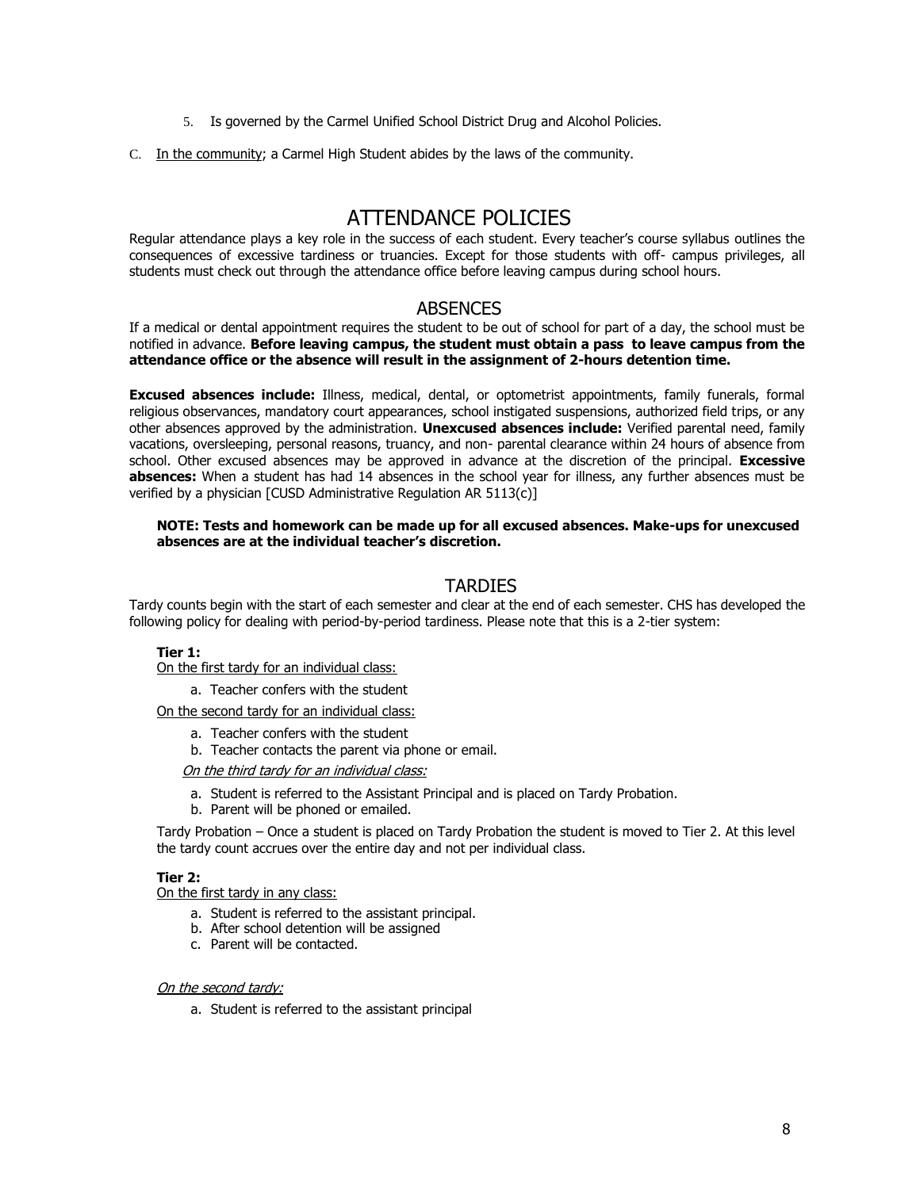5. Is governed by the Carmel Unified School District Drug and Alcohol Policies.

C. In the community; a Carmel High Student abides by the laws of the community.

# ATTENDANCE POLICIES

Regular attendance plays a key role in the success of each student. Every teacher's course syllabus outlines the consequences of excessive tardiness or truancies. Except for those students with off- campus privileges, all students must check out through the attendance office before leaving campus during school hours.

## ABSENCES

If a medical or dental appointment requires the student to be out of school for part of a day, the school must be notified in advance. **Before leaving campus, the student must obtain a pass to leave campus from the attendance office or the absence will result in the assignment of 2-hours detention time.**

**Excused absences include:** Illness, medical, dental, or optometrist appointments, family funerals, formal religious observances, mandatory court appearances, school instigated suspensions, authorized field trips, or any other absences approved by the administration. **Unexcused absences include:** Verified parental need, family vacations, oversleeping, personal reasons, truancy, and non- parental clearance within 24 hours of absence from school. Other excused absences may be approved in advance at the discretion of the principal. **Excessive absences:** When a student has had 14 absences in the school year for illness, any further absences must be verified by a physician [CUSD Administrative Regulation AR 5113(c)]

**NOTE: Tests and homework can be made up for all excused absences. Make-ups for unexcused absences are at the individual teacher's discretion.**

## TARDIES

Tardy counts begin with the start of each semester and clear at the end of each semester. CHS has developed the following policy for dealing with period-by-period tardiness. Please note that this is a 2-tier system:

**Tier 1:**

On the first tardy for an individual class:

a. Teacher confers with the student

On the second tardy for an individual class:

a. Teacher confers with the student
b. Teacher contacts the parent via phone or email.

*On the third tardy for an individual class:*

a. Student is referred to the Assistant Principal and is placed on Tardy Probation.
b. Parent will be phoned or emailed.

Tardy Probation – Once a student is placed on Tardy Probation the student is moved to Tier 2. At this level the tardy count accrues over the entire day and not per individual class.

**Tier 2:**

On the first tardy in any class:

a. Student is referred to the assistant principal.
b. After school detention will be assigned
c. Parent will be contacted.

*On the second tardy:*

a. Student is referred to the assistant principal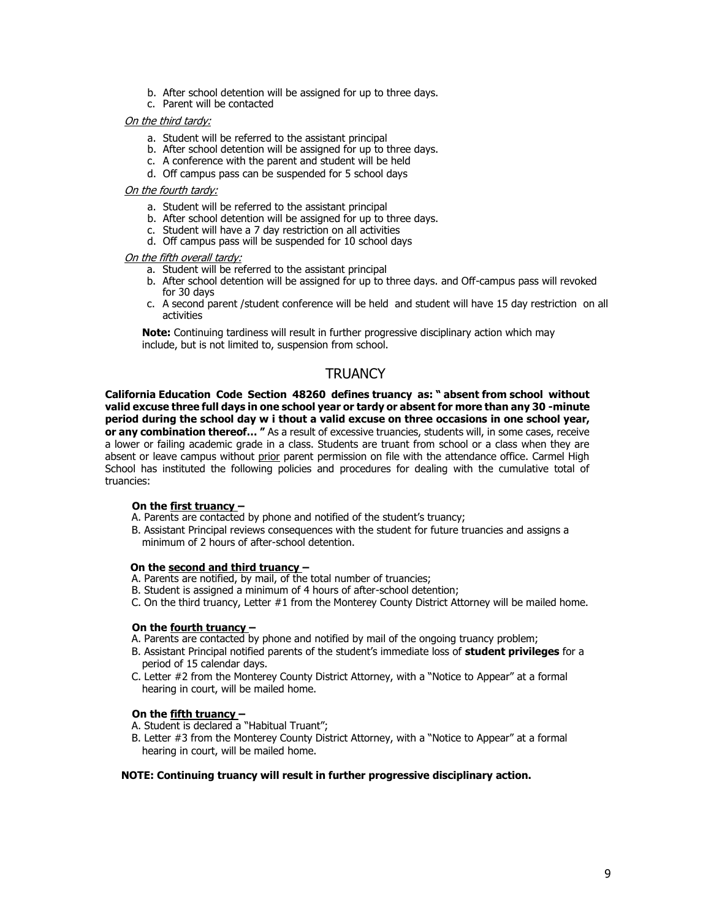b. After school detention will be assigned for up to three days.
c. Parent will be contacted

*On the third tardy:*

a. Student will be referred to the assistant principal
b. After school detention will be assigned for up to three days.
c. A conference with the parent and student will be held
d. Off campus pass can be suspended for 5 school days

*On the fourth tardy:*

a. Student will be referred to the assistant principal
b. After school detention will be assigned for up to three days.
c. Student will have a 7 day restriction on all activities
d. Off campus pass will be suspended for 10 school days

*On the fifth overall tardy:*

a. Student will be referred to the assistant principal
b. After school detention will be assigned for up to three days. and Off-campus pass will revoked for 30 days
c. A second parent /student conference will be held and student will have 15 day restriction on all activities

**Note:** Continuing tardiness will result in further progressive disciplinary action which may include, but is not limited to, suspension from school.

## TRUANCY

**California Education Code Section 48260 defines truancy as: " absent from school without valid excuse three full days in one school year or tardy or absent for more than any 30 -minute period during the school day w i thout a valid excuse on three occasions in one school year, or any combination thereof… "** As a result of excessive truancies, students will, in some cases, receive a lower or failing academic grade in a class. Students are truant from school or a class when they are absent or leave campus without prior parent permission on file with the attendance office. Carmel High School has instituted the following policies and procedures for dealing with the cumulative total of truancies:

**On the first truancy –**

A. Parents are contacted by phone and notified of the student's truancy;
B. Assistant Principal reviews consequences with the student for future truancies and assigns a minimum of 2 hours of after-school detention.

**On the second and third truancy –**

A. Parents are notified, by mail, of the total number of truancies;
B. Student is assigned a minimum of 4 hours of after-school detention;
C. On the third truancy, Letter #1 from the Monterey County District Attorney will be mailed home.

**On the fourth truancy –**

A. Parents are contacted by phone and notified by mail of the ongoing truancy problem;
B. Assistant Principal notified parents of the student's immediate loss of **student privileges** for a period of 15 calendar days.
C. Letter #2 from the Monterey County District Attorney, with a "Notice to Appear" at a formal hearing in court, will be mailed home.

**On the fifth truancy –**

A. Student is declared a "Habitual Truant";
B. Letter #3 from the Monterey County District Attorney, with a "Notice to Appear" at a formal hearing in court, will be mailed home.

**NOTE: Continuing truancy will result in further progressive disciplinary action.**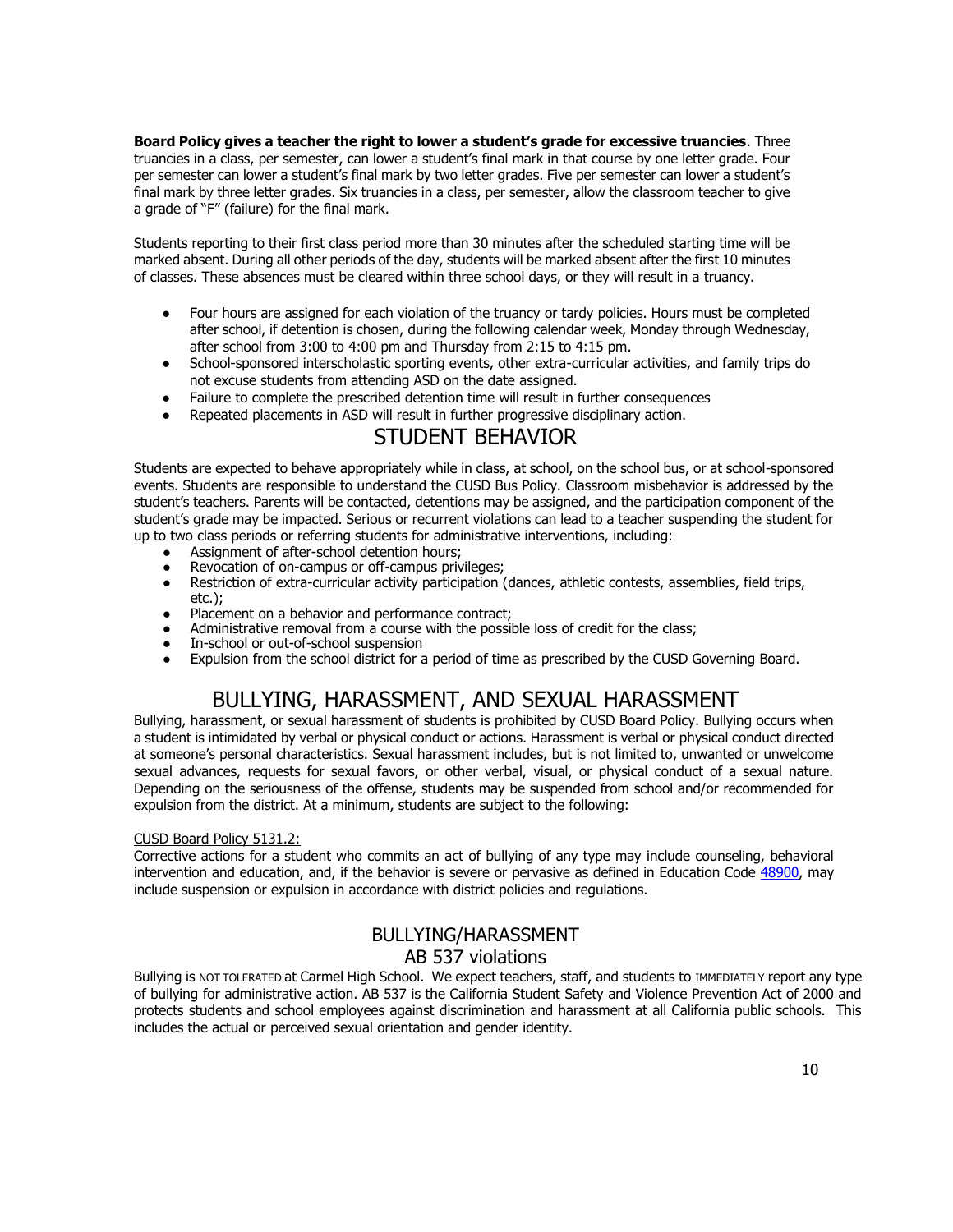**Board Policy gives a teacher the right to lower a student's grade for excessive truancies**. Three truancies in a class, per semester, can lower a student's final mark in that course by one letter grade. Four per semester can lower a student's final mark by two letter grades. Five per semester can lower a student's final mark by three letter grades. Six truancies in a class, per semester, allow the classroom teacher to give a grade of "F" (failure) for the final mark.

Students reporting to their first class period more than 30 minutes after the scheduled starting time will be marked absent. During all other periods of the day, students will be marked absent after the first 10 minutes of classes. These absences must be cleared within three school days, or they will result in a truancy.

- Four hours are assigned for each violation of the truancy or tardy policies. Hours must be completed after school, if detention is chosen, during the following calendar week, Monday through Wednesday, after school from 3:00 to 4:00 pm and Thursday from 2:15 to 4:15 pm.
- School-sponsored interscholastic sporting events, other extra-curricular activities, and family trips do not excuse students from attending ASD on the date assigned.
- Failure to complete the prescribed detention time will result in further consequences
- Repeated placements in ASD will result in further progressive disciplinary action.

# STUDENT BEHAVIOR

Students are expected to behave appropriately while in class, at school, on the school bus, or at school-sponsored events. Students are responsible to understand the CUSD Bus Policy. Classroom misbehavior is addressed by the student's teachers. Parents will be contacted, detentions may be assigned, and the participation component of the student's grade may be impacted. Serious or recurrent violations can lead to a teacher suspending the student for up to two class periods or referring students for administrative interventions, including:

- Assignment of after-school detention hours;
- Revocation of on-campus or off-campus privileges;
- Restriction of extra-curricular activity participation (dances, athletic contests, assemblies, field trips, etc.);
- Placement on a behavior and performance contract;
- Administrative removal from a course with the possible loss of credit for the class;
- In-school or out-of-school suspension
- Expulsion from the school district for a period of time as prescribed by the CUSD Governing Board.

# BULLYING, HARASSMENT, AND SEXUAL HARASSMENT

Bullying, harassment, or sexual harassment of students is prohibited by CUSD Board Policy. Bullying occurs when a student is intimidated by verbal or physical conduct or actions. Harassment is verbal or physical conduct directed at someone's personal characteristics. Sexual harassment includes, but is not limited to, unwanted or unwelcome sexual advances, requests for sexual favors, or other verbal, visual, or physical conduct of a sexual nature. Depending on the seriousness of the offense, students may be suspended from school and/or recommended for expulsion from the district. At a minimum, students are subject to the following:

CUSD Board Policy 5131.2:

Corrective actions for a student who commits an act of bullying of any type may include counseling, behavioral intervention and education, and, if the behavior is severe or pervasive as defined in Education Code 48900, may include suspension or expulsion in accordance with district policies and regulations.

## BULLYING/HARASSMENT

## AB 537 violations

Bullying is NOT TOLERATED at Carmel High School. We expect teachers, staff, and students to IMMEDIATELY report any type of bullying for administrative action. AB 537 is the California Student Safety and Violence Prevention Act of 2000 and protects students and school employees against discrimination and harassment at all California public schools. This includes the actual or perceived sexual orientation and gender identity.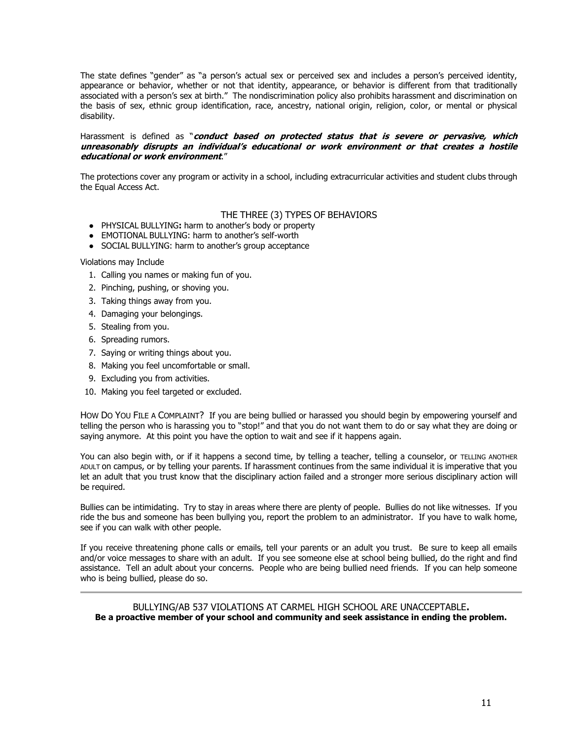The state defines "gender" as "a person's actual sex or perceived sex and includes a person's perceived identity, appearance or behavior, whether or not that identity, appearance, or behavior is different from that traditionally associated with a person's sex at birth." The nondiscrimination policy also prohibits harassment and discrimination on the basis of sex, ethnic group identification, race, ancestry, national origin, religion, color, or mental or physical disability.

Harassment is defined as "***conduct based on protected status that is severe or pervasive, which unreasonably disrupts an individual's educational or work environment or that creates a hostile educational or work environment***."

The protections cover any program or activity in a school, including extracurricular activities and student clubs through the Equal Access Act.

## THE THREE (3) TYPES OF BEHAVIORS

- PHYSICAL BULLYING**:** harm to another's body or property
- EMOTIONAL BULLYING: harm to another's self-worth
- SOCIAL BULLYING: harm to another's group acceptance

Violations may Include

1. Calling you names or making fun of you.
2. Pinching, pushing, or shoving you.
3. Taking things away from you.
4. Damaging your belongings.
5. Stealing from you.
6. Spreading rumors.
7. Saying or writing things about you.
8. Making you feel uncomfortable or small.
9. Excluding you from activities.
10. Making you feel targeted or excluded.

HOW DO YOU FILE A COMPLAINT? If you are being bullied or harassed you should begin by empowering yourself and telling the person who is harassing you to "stop!" and that you do not want them to do or say what they are doing or saying anymore. At this point you have the option to wait and see if it happens again.

You can also begin with, or if it happens a second time, by telling a teacher, telling a counselor, or TELLING ANOTHER ADULT on campus, or by telling your parents. If harassment continues from the same individual it is imperative that you let an adult that you trust know that the disciplinary action failed and a stronger more serious disciplinary action will be required.

Bullies can be intimidating. Try to stay in areas where there are plenty of people. Bullies do not like witnesses. If you ride the bus and someone has been bullying you, report the problem to an administrator. If you have to walk home, see if you can walk with other people.

If you receive threatening phone calls or emails, tell your parents or an adult you trust. Be sure to keep all emails and/or voice messages to share with an adult. If you see someone else at school being bullied, do the right and find assistance. Tell an adult about your concerns. People who are being bullied need friends. If you can help someone who is being bullied, please do so.

---

BULLYING/AB 537 VIOLATIONS AT CARMEL HIGH SCHOOL ARE UNACCEPTABLE**.**
**Be a proactive member of your school and community and seek assistance in ending the problem.**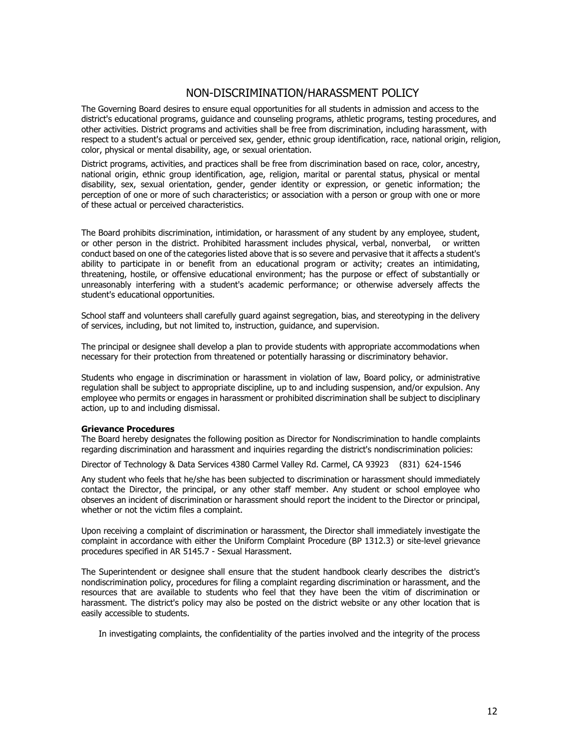# NON-DISCRIMINATION/HARASSMENT POLICY

The Governing Board desires to ensure equal opportunities for all students in admission and access to the district's educational programs, guidance and counseling programs, athletic programs, testing procedures, and other activities. District programs and activities shall be free from discrimination, including harassment, with respect to a student's actual or perceived sex, gender, ethnic group identification, race, national origin, religion, color, physical or mental disability, age, or sexual orientation.

District programs, activities, and practices shall be free from discrimination based on race, color, ancestry, national origin, ethnic group identification, age, religion, marital or parental status, physical or mental disability, sex, sexual orientation, gender, gender identity or expression, or genetic information; the perception of one or more of such characteristics; or association with a person or group with one or more of these actual or perceived characteristics.

The Board prohibits discrimination, intimidation, or harassment of any student by any employee, student, or other person in the district. Prohibited harassment includes physical, verbal, nonverbal, or written conduct based on one of the categories listed above that is so severe and pervasive that it affects a student's ability to participate in or benefit from an educational program or activity; creates an intimidating, threatening, hostile, or offensive educational environment; has the purpose or effect of substantially or unreasonably interfering with a student's academic performance; or otherwise adversely affects the student's educational opportunities.

School staff and volunteers shall carefully guard against segregation, bias, and stereotyping in the delivery of services, including, but not limited to, instruction, guidance, and supervision.

The principal or designee shall develop a plan to provide students with appropriate accommodations when necessary for their protection from threatened or potentially harassing or discriminatory behavior.

Students who engage in discrimination or harassment in violation of law, Board policy, or administrative regulation shall be subject to appropriate discipline, up to and including suspension, and/or expulsion. Any employee who permits or engages in harassment or prohibited discrimination shall be subject to disciplinary action, up to and including dismissal.

**Grievance Procedures**

The Board hereby designates the following position as Director for Nondiscrimination to handle complaints regarding discrimination and harassment and inquiries regarding the district's nondiscrimination policies:

Director of Technology & Data Services 4380 Carmel Valley Rd. Carmel, CA 93923 (831) 624-1546

Any student who feels that he/she has been subjected to discrimination or harassment should immediately contact the Director, the principal, or any other staff member. Any student or school employee who observes an incident of discrimination or harassment should report the incident to the Director or principal, whether or not the victim files a complaint.

Upon receiving a complaint of discrimination or harassment, the Director shall immediately investigate the complaint in accordance with either the Uniform Complaint Procedure (BP 1312.3) or site-level grievance procedures specified in AR 5145.7 - Sexual Harassment.

The Superintendent or designee shall ensure that the student handbook clearly describes the district's nondiscrimination policy, procedures for filing a complaint regarding discrimination or harassment, and the resources that are available to students who feel that they have been the vitim of discrimination or harassment. The district's policy may also be posted on the district website or any other location that is easily accessible to students.

In investigating complaints, the confidentiality of the parties involved and the integrity of the process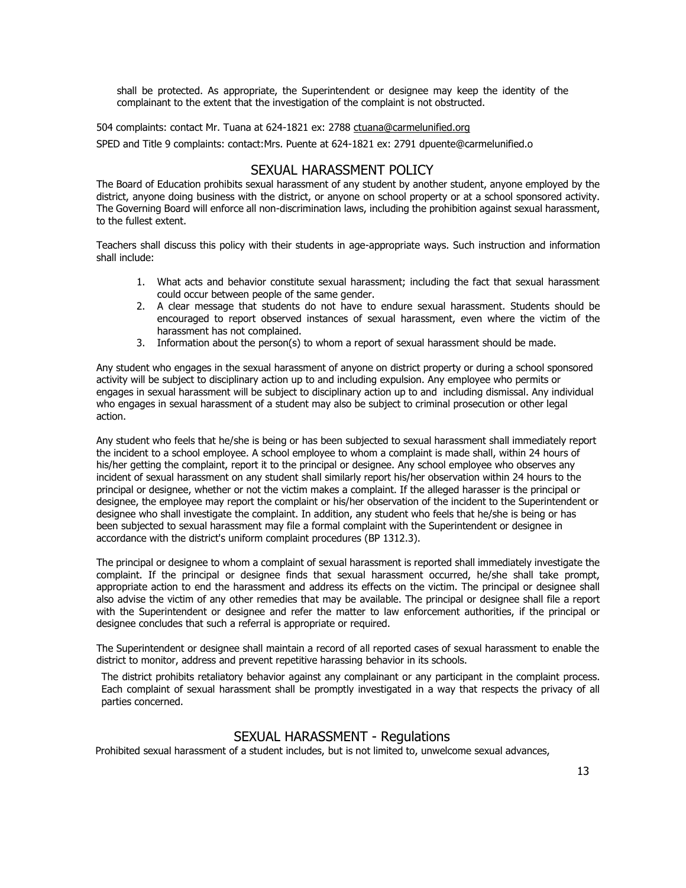shall be protected. As appropriate, the Superintendent or designee may keep the identity of the complainant to the extent that the investigation of the complaint is not obstructed.

504 complaints: contact Mr. Tuana at 624-1821 ex: 2788 ctuana@carmelunified.org

SPED and Title 9 complaints: contact:Mrs. Puente at 624-1821 ex: 2791 dpuente@carmelunified.o

## SEXUAL HARASSMENT POLICY

The Board of Education prohibits sexual harassment of any student by another student, anyone employed by the district, anyone doing business with the district, or anyone on school property or at a school sponsored activity. The Governing Board will enforce all non-discrimination laws, including the prohibition against sexual harassment, to the fullest extent.

Teachers shall discuss this policy with their students in age-appropriate ways. Such instruction and information shall include:

1. What acts and behavior constitute sexual harassment; including the fact that sexual harassment could occur between people of the same gender.
2. A clear message that students do not have to endure sexual harassment. Students should be encouraged to report observed instances of sexual harassment, even where the victim of the harassment has not complained.
3. Information about the person(s) to whom a report of sexual harassment should be made.

Any student who engages in the sexual harassment of anyone on district property or during a school sponsored activity will be subject to disciplinary action up to and including expulsion. Any employee who permits or engages in sexual harassment will be subject to disciplinary action up to and including dismissal. Any individual who engages in sexual harassment of a student may also be subject to criminal prosecution or other legal action.

Any student who feels that he/she is being or has been subjected to sexual harassment shall immediately report the incident to a school employee. A school employee to whom a complaint is made shall, within 24 hours of his/her getting the complaint, report it to the principal or designee. Any school employee who observes any incident of sexual harassment on any student shall similarly report his/her observation within 24 hours to the principal or designee, whether or not the victim makes a complaint. If the alleged harasser is the principal or designee, the employee may report the complaint or his/her observation of the incident to the Superintendent or designee who shall investigate the complaint. In addition, any student who feels that he/she is being or has been subjected to sexual harassment may file a formal complaint with the Superintendent or designee in accordance with the district's uniform complaint procedures (BP 1312.3).

The principal or designee to whom a complaint of sexual harassment is reported shall immediately investigate the complaint. If the principal or designee finds that sexual harassment occurred, he/she shall take prompt, appropriate action to end the harassment and address its effects on the victim. The principal or designee shall also advise the victim of any other remedies that may be available. The principal or designee shall file a report with the Superintendent or designee and refer the matter to law enforcement authorities, if the principal or designee concludes that such a referral is appropriate or required.

The Superintendent or designee shall maintain a record of all reported cases of sexual harassment to enable the district to monitor, address and prevent repetitive harassing behavior in its schools.

The district prohibits retaliatory behavior against any complainant or any participant in the complaint process. Each complaint of sexual harassment shall be promptly investigated in a way that respects the privacy of all parties concerned.

## SEXUAL HARASSMENT - Regulations

Prohibited sexual harassment of a student includes, but is not limited to, unwelcome sexual advances,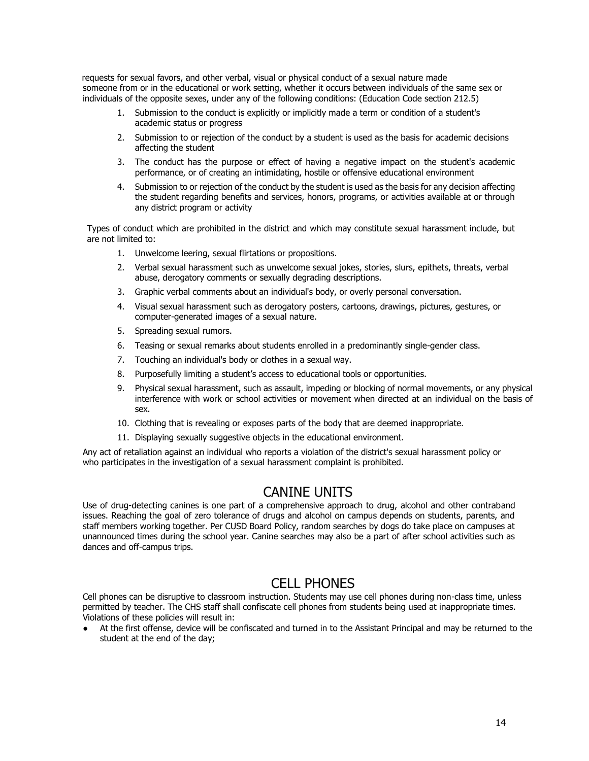requests for sexual favors, and other verbal, visual or physical conduct of a sexual nature made someone from or in the educational or work setting, whether it occurs between individuals of the same sex or individuals of the opposite sexes, under any of the following conditions: (Education Code section 212.5)

1. Submission to the conduct is explicitly or implicitly made a term or condition of a student's academic status or progress
2. Submission to or rejection of the conduct by a student is used as the basis for academic decisions affecting the student
3. The conduct has the purpose or effect of having a negative impact on the student's academic performance, or of creating an intimidating, hostile or offensive educational environment
4. Submission to or rejection of the conduct by the student is used as the basis for any decision affecting the student regarding benefits and services, honors, programs, or activities available at or through any district program or activity

Types of conduct which are prohibited in the district and which may constitute sexual harassment include, but are not limited to:

1. Unwelcome leering, sexual flirtations or propositions.
2. Verbal sexual harassment such as unwelcome sexual jokes, stories, slurs, epithets, threats, verbal abuse, derogatory comments or sexually degrading descriptions.
3. Graphic verbal comments about an individual's body, or overly personal conversation.
4. Visual sexual harassment such as derogatory posters, cartoons, drawings, pictures, gestures, or computer-generated images of a sexual nature.
5. Spreading sexual rumors.
6. Teasing or sexual remarks about students enrolled in a predominantly single-gender class.
7. Touching an individual's body or clothes in a sexual way.
8. Purposefully limiting a student's access to educational tools or opportunities.
9. Physical sexual harassment, such as assault, impeding or blocking of normal movements, or any physical interference with work or school activities or movement when directed at an individual on the basis of sex.
10. Clothing that is revealing or exposes parts of the body that are deemed inappropriate.
11. Displaying sexually suggestive objects in the educational environment.

Any act of retaliation against an individual who reports a violation of the district's sexual harassment policy or who participates in the investigation of a sexual harassment complaint is prohibited.

## CANINE UNITS

Use of drug-detecting canines is one part of a comprehensive approach to drug, alcohol and other contraband issues. Reaching the goal of zero tolerance of drugs and alcohol on campus depends on students, parents, and staff members working together. Per CUSD Board Policy, random searches by dogs do take place on campuses at unannounced times during the school year. Canine searches may also be a part of after school activities such as dances and off-campus trips.

## CELL PHONES

Cell phones can be disruptive to classroom instruction. Students may use cell phones during non-class time, unless permitted by teacher. The CHS staff shall confiscate cell phones from students being used at inappropriate times. Violations of these policies will result in:

- At the first offense, device will be confiscated and turned in to the Assistant Principal and may be returned to the student at the end of the day;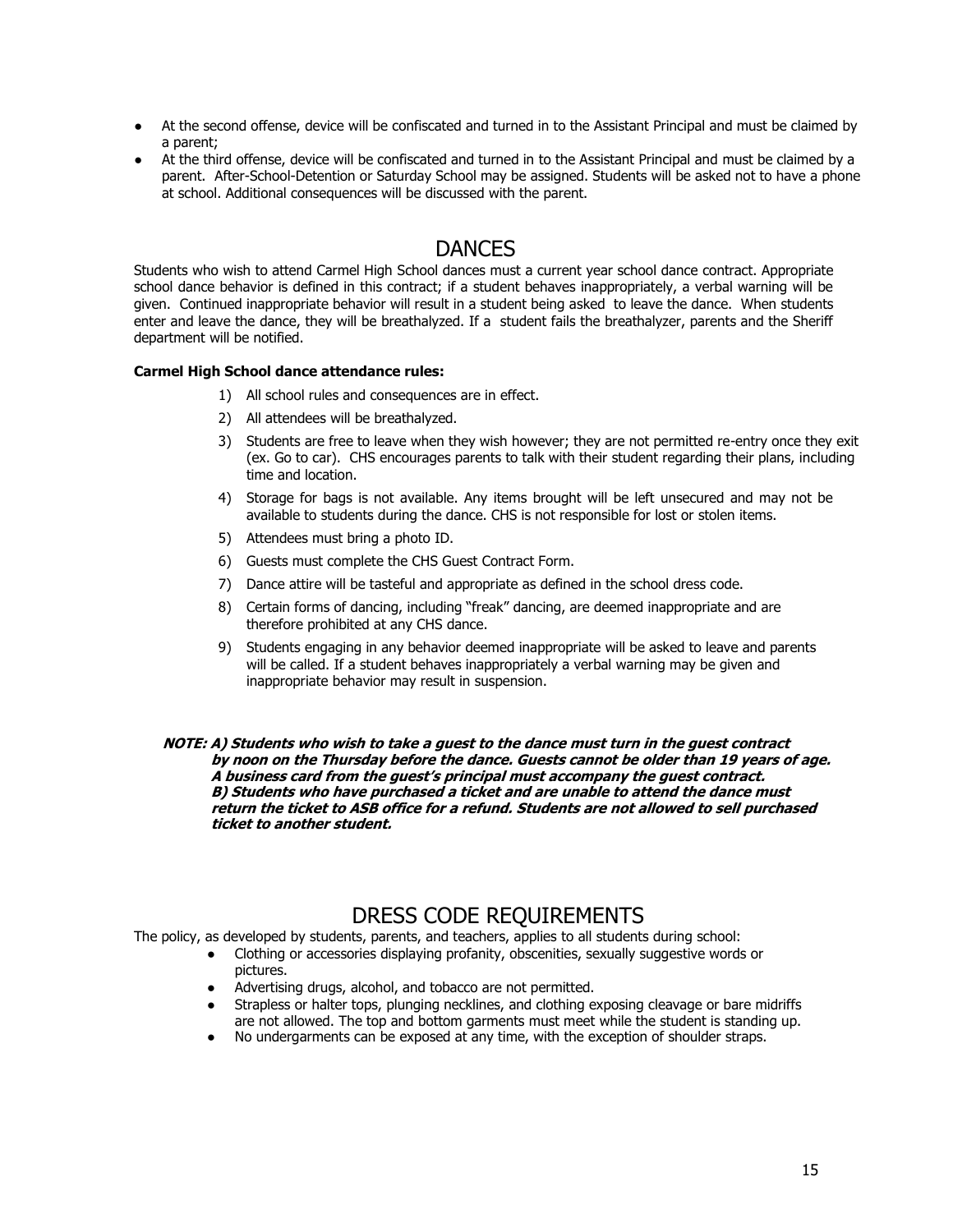- At the second offense, device will be confiscated and turned in to the Assistant Principal and must be claimed by a parent;
- At the third offense, device will be confiscated and turned in to the Assistant Principal and must be claimed by a parent. After-School-Detention or Saturday School may be assigned. Students will be asked not to have a phone at school. Additional consequences will be discussed with the parent.

## DANCES

Students who wish to attend Carmel High School dances must a current year school dance contract. Appropriate school dance behavior is defined in this contract; if a student behaves inappropriately, a verbal warning will be given. Continued inappropriate behavior will result in a student being asked to leave the dance. When students enter and leave the dance, they will be breathalyzed. If a student fails the breathalyzer, parents and the Sheriff department will be notified.

**Carmel High School dance attendance rules:**

1) All school rules and consequences are in effect.
2) All attendees will be breathalyzed.
3) Students are free to leave when they wish however; they are not permitted re-entry once they exit (ex. Go to car). CHS encourages parents to talk with their student regarding their plans, including time and location.
4) Storage for bags is not available. Any items brought will be left unsecured and may not be available to students during the dance. CHS is not responsible for lost or stolen items.
5) Attendees must bring a photo ID.
6) Guests must complete the CHS Guest Contract Form.
7) Dance attire will be tasteful and appropriate as defined in the school dress code.
8) Certain forms of dancing, including "freak" dancing, are deemed inappropriate and are therefore prohibited at any CHS dance.
9) Students engaging in any behavior deemed inappropriate will be asked to leave and parents will be called. If a student behaves inappropriately a verbal warning may be given and inappropriate behavior may result in suspension.

***NOTE: A) Students who wish to take a guest to the dance must turn in the guest contract by noon on the Thursday before the dance. Guests cannot be older than 19 years of age. A business card from the guest's principal must accompany the guest contract. B) Students who have purchased a ticket and are unable to attend the dance must return the ticket to ASB office for a refund. Students are not allowed to sell purchased ticket to another student.***

## DRESS CODE REQUIREMENTS

The policy, as developed by students, parents, and teachers, applies to all students during school:

- Clothing or accessories displaying profanity, obscenities, sexually suggestive words or pictures.
- Advertising drugs, alcohol, and tobacco are not permitted.
- Strapless or halter tops, plunging necklines, and clothing exposing cleavage or bare midriffs are not allowed. The top and bottom garments must meet while the student is standing up.
- No undergarments can be exposed at any time, with the exception of shoulder straps.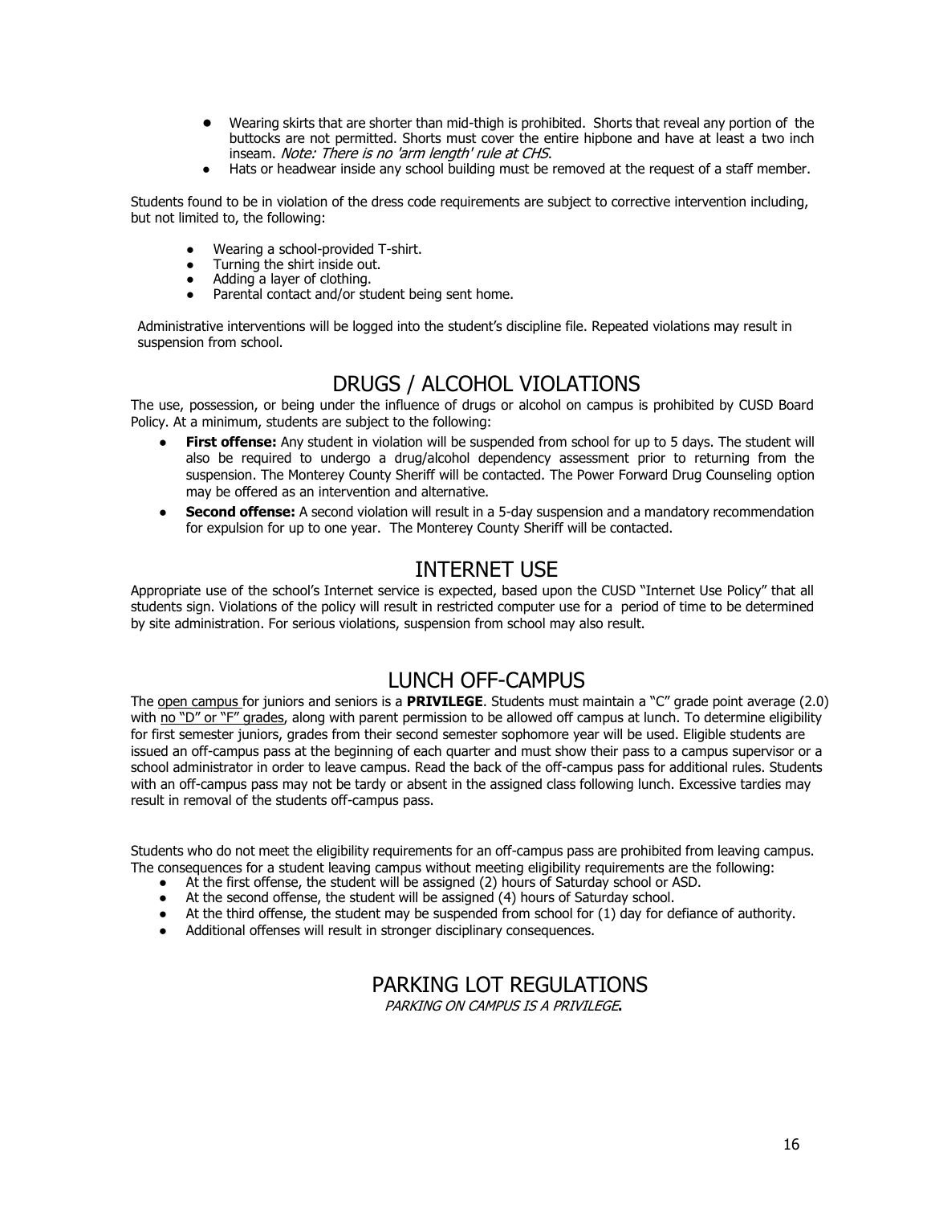- Wearing skirts that are shorter than mid-thigh is prohibited. Shorts that reveal any portion of the buttocks are not permitted. Shorts must cover the entire hipbone and have at least a two inch inseam. *Note: There is no 'arm length' rule at CHS.*
- Hats or headwear inside any school building must be removed at the request of a staff member.

Students found to be in violation of the dress code requirements are subject to corrective intervention including, but not limited to, the following:

- Wearing a school-provided T-shirt.
- Turning the shirt inside out.
- Adding a layer of clothing.
- Parental contact and/or student being sent home.

Administrative interventions will be logged into the student's discipline file. Repeated violations may result in suspension from school.

## DRUGS / ALCOHOL VIOLATIONS

The use, possession, or being under the influence of drugs or alcohol on campus is prohibited by CUSD Board Policy. At a minimum, students are subject to the following:

- **First offense:** Any student in violation will be suspended from school for up to 5 days. The student will also be required to undergo a drug/alcohol dependency assessment prior to returning from the suspension. The Monterey County Sheriff will be contacted. The Power Forward Drug Counseling option may be offered as an intervention and alternative.
- **Second offense:** A second violation will result in a 5-day suspension and a mandatory recommendation for expulsion for up to one year. The Monterey County Sheriff will be contacted.

## INTERNET USE

Appropriate use of the school's Internet service is expected, based upon the CUSD "Internet Use Policy" that all students sign. Violations of the policy will result in restricted computer use for a period of time to be determined by site administration. For serious violations, suspension from school may also result.

## LUNCH OFF-CAMPUS

The open campus for juniors and seniors is a **PRIVILEGE**. Students must maintain a "C" grade point average (2.0) with no "D" or "F" grades, along with parent permission to be allowed off campus at lunch. To determine eligibility for first semester juniors, grades from their second semester sophomore year will be used. Eligible students are issued an off-campus pass at the beginning of each quarter and must show their pass to a campus supervisor or a school administrator in order to leave campus. Read the back of the off-campus pass for additional rules. Students with an off-campus pass may not be tardy or absent in the assigned class following lunch. Excessive tardies may result in removal of the students off-campus pass.

Students who do not meet the eligibility requirements for an off-campus pass are prohibited from leaving campus. The consequences for a student leaving campus without meeting eligibility requirements are the following:

- At the first offense, the student will be assigned (2) hours of Saturday school or ASD.
- At the second offense, the student will be assigned (4) hours of Saturday school.
- At the third offense, the student may be suspended from school for (1) day for defiance of authority.
- Additional offenses will result in stronger disciplinary consequences.

## PARKING LOT REGULATIONS

*PARKING ON CAMPUS IS A PRIVILEGE***.**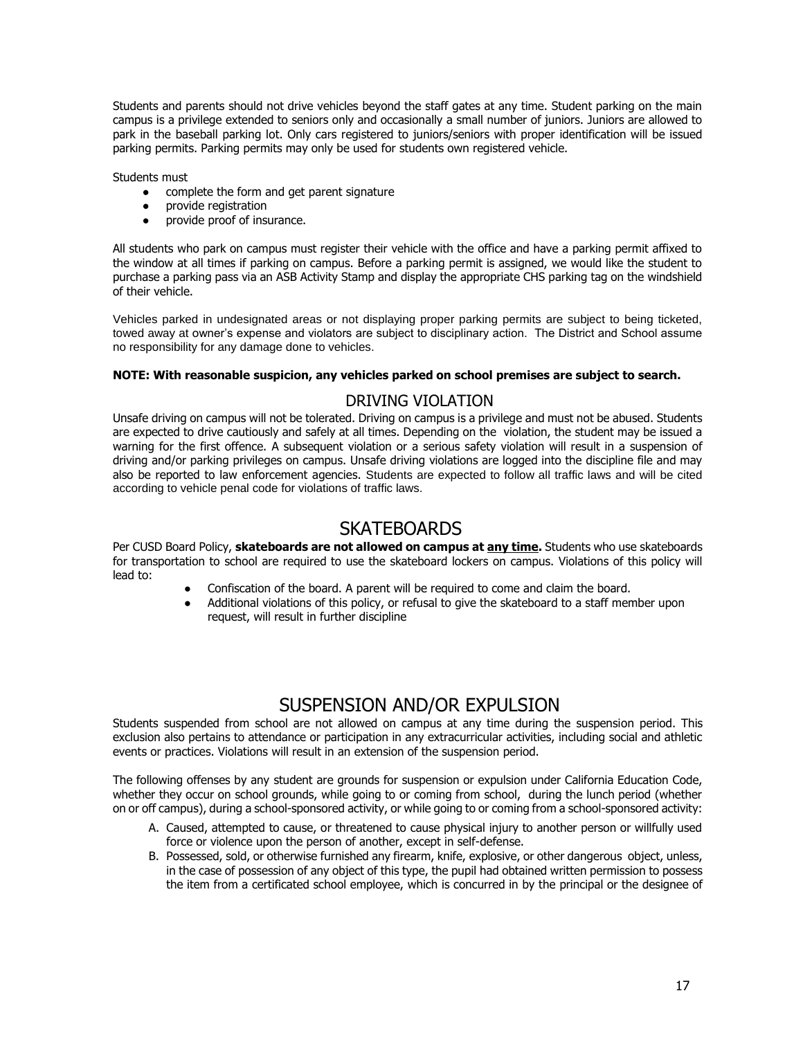Students and parents should not drive vehicles beyond the staff gates at any time. Student parking on the main campus is a privilege extended to seniors only and occasionally a small number of juniors. Juniors are allowed to park in the baseball parking lot. Only cars registered to juniors/seniors with proper identification will be issued parking permits. Parking permits may only be used for students own registered vehicle.

Students must

- complete the form and get parent signature
- provide registration
- provide proof of insurance.

All students who park on campus must register their vehicle with the office and have a parking permit affixed to the window at all times if parking on campus. Before a parking permit is assigned, we would like the student to purchase a parking pass via an ASB Activity Stamp and display the appropriate CHS parking tag on the windshield of their vehicle.

Vehicles parked in undesignated areas or not displaying proper parking permits are subject to being ticketed, towed away at owner's expense and violators are subject to disciplinary action. The District and School assume no responsibility for any damage done to vehicles.

**NOTE: With reasonable suspicion, any vehicles parked on school premises are subject to search.**

## DRIVING VIOLATION

Unsafe driving on campus will not be tolerated. Driving on campus is a privilege and must not be abused. Students are expected to drive cautiously and safely at all times. Depending on the violation, the student may be issued a warning for the first offence. A subsequent violation or a serious safety violation will result in a suspension of driving and/or parking privileges on campus. Unsafe driving violations are logged into the discipline file and may also be reported to law enforcement agencies. Students are expected to follow all traffic laws and will be cited according to vehicle penal code for violations of traffic laws.

# SKATEBOARDS

Per CUSD Board Policy, **skateboards are not allowed on campus at <u>any time</u>.** Students who use skateboards for transportation to school are required to use the skateboard lockers on campus. Violations of this policy will lead to:

- Confiscation of the board. A parent will be required to come and claim the board.
- Additional violations of this policy, or refusal to give the skateboard to a staff member upon request, will result in further discipline

# SUSPENSION AND/OR EXPULSION

Students suspended from school are not allowed on campus at any time during the suspension period. This exclusion also pertains to attendance or participation in any extracurricular activities, including social and athletic events or practices. Violations will result in an extension of the suspension period.

The following offenses by any student are grounds for suspension or expulsion under California Education Code, whether they occur on school grounds, while going to or coming from school, during the lunch period (whether on or off campus), during a school-sponsored activity, or while going to or coming from a school-sponsored activity:

A. Caused, attempted to cause, or threatened to cause physical injury to another person or willfully used force or violence upon the person of another, except in self-defense.
B. Possessed, sold, or otherwise furnished any firearm, knife, explosive, or other dangerous object, unless, in the case of possession of any object of this type, the pupil had obtained written permission to possess the item from a certificated school employee, which is concurred in by the principal or the designee of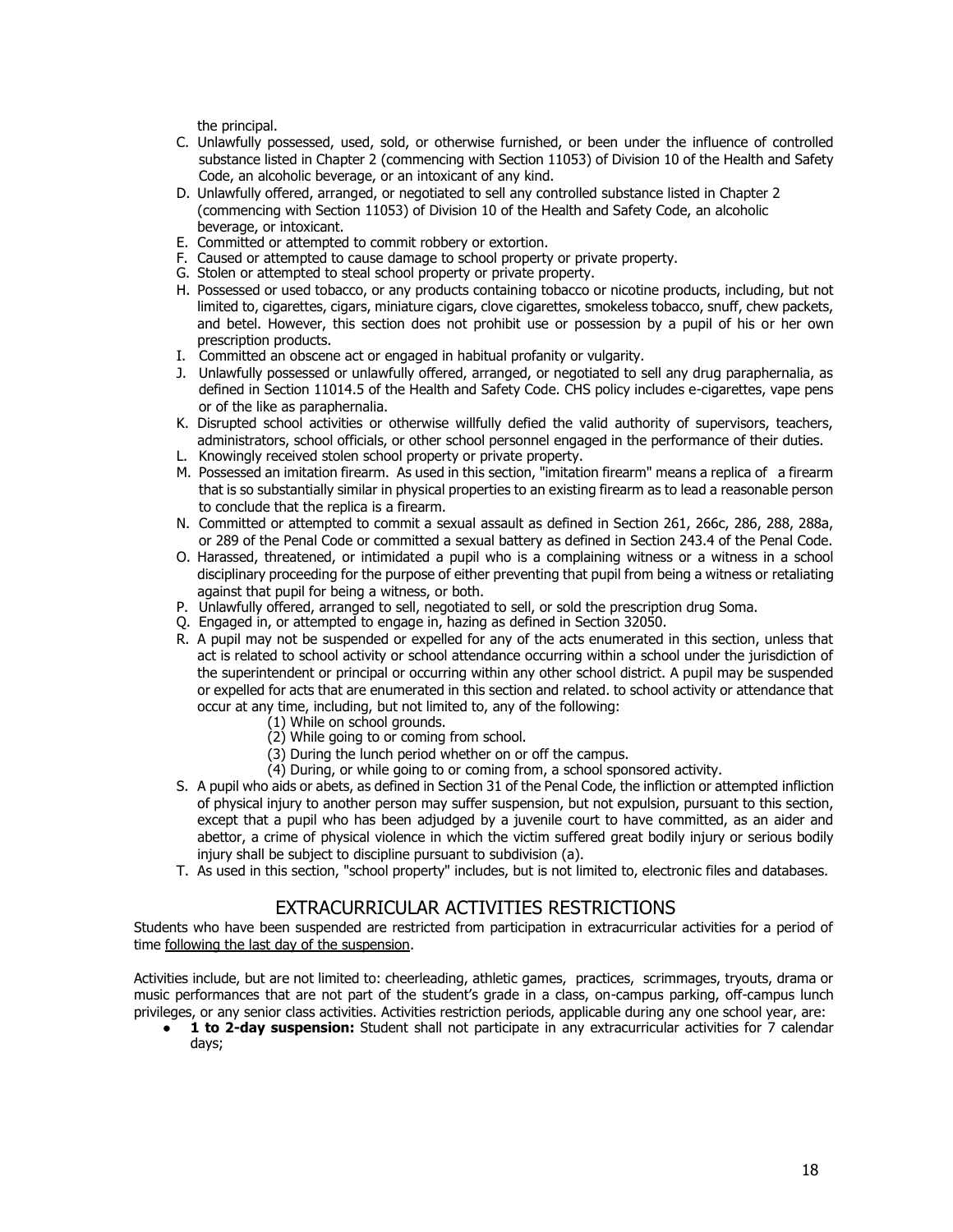the principal.

C. Unlawfully possessed, used, sold, or otherwise furnished, or been under the influence of controlled substance listed in Chapter 2 (commencing with Section 11053) of Division 10 of the Health and Safety Code, an alcoholic beverage, or an intoxicant of any kind.
D. Unlawfully offered, arranged, or negotiated to sell any controlled substance listed in Chapter 2 (commencing with Section 11053) of Division 10 of the Health and Safety Code, an alcoholic beverage, or intoxicant.
E. Committed or attempted to commit robbery or extortion.
F. Caused or attempted to cause damage to school property or private property.
G. Stolen or attempted to steal school property or private property.
H. Possessed or used tobacco, or any products containing tobacco or nicotine products, including, but not limited to, cigarettes, cigars, miniature cigars, clove cigarettes, smokeless tobacco, snuff, chew packets, and betel. However, this section does not prohibit use or possession by a pupil of his or her own prescription products.
I. Committed an obscene act or engaged in habitual profanity or vulgarity.
J. Unlawfully possessed or unlawfully offered, arranged, or negotiated to sell any drug paraphernalia, as defined in Section 11014.5 of the Health and Safety Code. CHS policy includes e-cigarettes, vape pens or of the like as paraphernalia.
K. Disrupted school activities or otherwise willfully defied the valid authority of supervisors, teachers, administrators, school officials, or other school personnel engaged in the performance of their duties.
L. Knowingly received stolen school property or private property.
M. Possessed an imitation firearm. As used in this section, "imitation firearm" means a replica of a firearm that is so substantially similar in physical properties to an existing firearm as to lead a reasonable person to conclude that the replica is a firearm.
N. Committed or attempted to commit a sexual assault as defined in Section 261, 266c, 286, 288, 288a, or 289 of the Penal Code or committed a sexual battery as defined in Section 243.4 of the Penal Code.
O. Harassed, threatened, or intimidated a pupil who is a complaining witness or a witness in a school disciplinary proceeding for the purpose of either preventing that pupil from being a witness or retaliating against that pupil for being a witness, or both.
P. Unlawfully offered, arranged to sell, negotiated to sell, or sold the prescription drug Soma.
Q. Engaged in, or attempted to engage in, hazing as defined in Section 32050.
R. A pupil may not be suspended or expelled for any of the acts enumerated in this section, unless that act is related to school activity or school attendance occurring within a school under the jurisdiction of the superintendent or principal or occurring within any other school district. A pupil may be suspended or expelled for acts that are enumerated in this section and related. to school activity or attendance that occur at any time, including, but not limited to, any of the following:
   (1) While on school grounds.
   (2) While going to or coming from school.
   (3) During the lunch period whether on or off the campus.
   (4) During, or while going to or coming from, a school sponsored activity.
S. A pupil who aids or abets, as defined in Section 31 of the Penal Code, the infliction or attempted infliction of physical injury to another person may suffer suspension, but not expulsion, pursuant to this section, except that a pupil who has been adjudged by a juvenile court to have committed, as an aider and abettor, a crime of physical violence in which the victim suffered great bodily injury or serious bodily injury shall be subject to discipline pursuant to subdivision (a).
T. As used in this section, "school property" includes, but is not limited to, electronic files and databases.

## EXTRACURRICULAR ACTIVITIES RESTRICTIONS

Students who have been suspended are restricted from participation in extracurricular activities for a period of time following the last day of the suspension.

Activities include, but are not limited to: cheerleading, athletic games, practices, scrimmages, tryouts, drama or music performances that are not part of the student's grade in a class, on-campus parking, off-campus lunch privileges, or any senior class activities. Activities restriction periods, applicable during any one school year, are:

- **1 to 2-day suspension:** Student shall not participate in any extracurricular activities for 7 calendar days;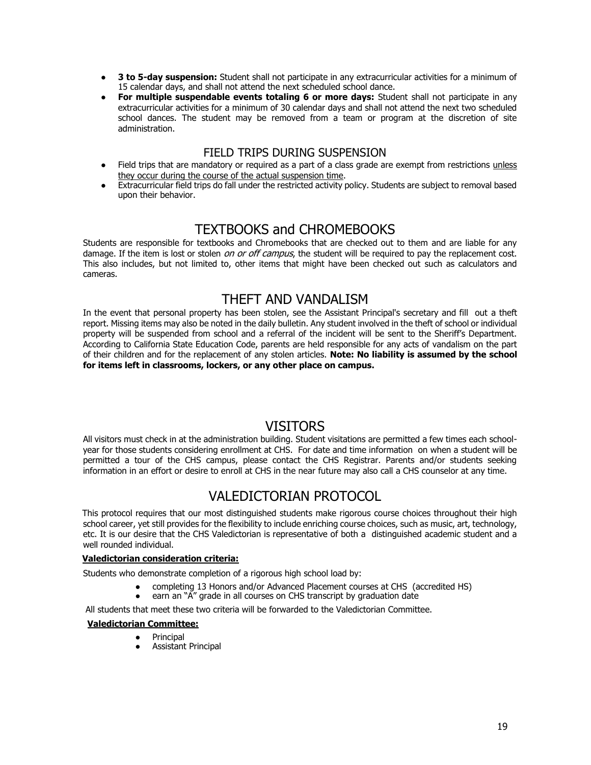- **3 to 5-day suspension:** Student shall not participate in any extracurricular activities for a minimum of 15 calendar days, and shall not attend the next scheduled school dance.
- **For multiple suspendable events totaling 6 or more days:** Student shall not participate in any extracurricular activities for a minimum of 30 calendar days and shall not attend the next two scheduled school dances. The student may be removed from a team or program at the discretion of site administration.

### FIELD TRIPS DURING SUSPENSION

- Field trips that are mandatory or required as a part of a class grade are exempt from restrictions <u>unless they occur during the course of the actual suspension time</u>.
- Extracurricular field trips do fall under the restricted activity policy. Students are subject to removal based upon their behavior.

## TEXTBOOKS and CHROMEBOOKS

Students are responsible for textbooks and Chromebooks that are checked out to them and are liable for any damage. If the item is lost or stolen *on or off campus*, the student will be required to pay the replacement cost. This also includes, but not limited to, other items that might have been checked out such as calculators and cameras.

## THEFT AND VANDALISM

In the event that personal property has been stolen, see the Assistant Principal's secretary and fill out a theft report. Missing items may also be noted in the daily bulletin. Any student involved in the theft of school or individual property will be suspended from school and a referral of the incident will be sent to the Sheriff's Department. According to California State Education Code, parents are held responsible for any acts of vandalism on the part of their children and for the replacement of any stolen articles. **Note: No liability is assumed by the school for items left in classrooms, lockers, or any other place on campus.**

## VISITORS

All visitors must check in at the administration building. Student visitations are permitted a few times each school-year for those students considering enrollment at CHS. For date and time information on when a student will be permitted a tour of the CHS campus, please contact the CHS Registrar. Parents and/or students seeking information in an effort or desire to enroll at CHS in the near future may also call a CHS counselor at any time.

## VALEDICTORIAN PROTOCOL

This protocol requires that our most distinguished students make rigorous course choices throughout their high school career, yet still provides for the flexibility to include enriching course choices, such as music, art, technology, etc. It is our desire that the CHS Valedictorian is representative of both a distinguished academic student and a well rounded individual.

**<u>Valedictorian consideration criteria:</u>**

Students who demonstrate completion of a rigorous high school load by:

- completing 13 Honors and/or Advanced Placement courses at CHS (accredited HS)
- earn an "A" grade in all courses on CHS transcript by graduation date

All students that meet these two criteria will be forwarded to the Valedictorian Committee.

**<u>Valedictorian Committee:</u>**

- Principal
- Assistant Principal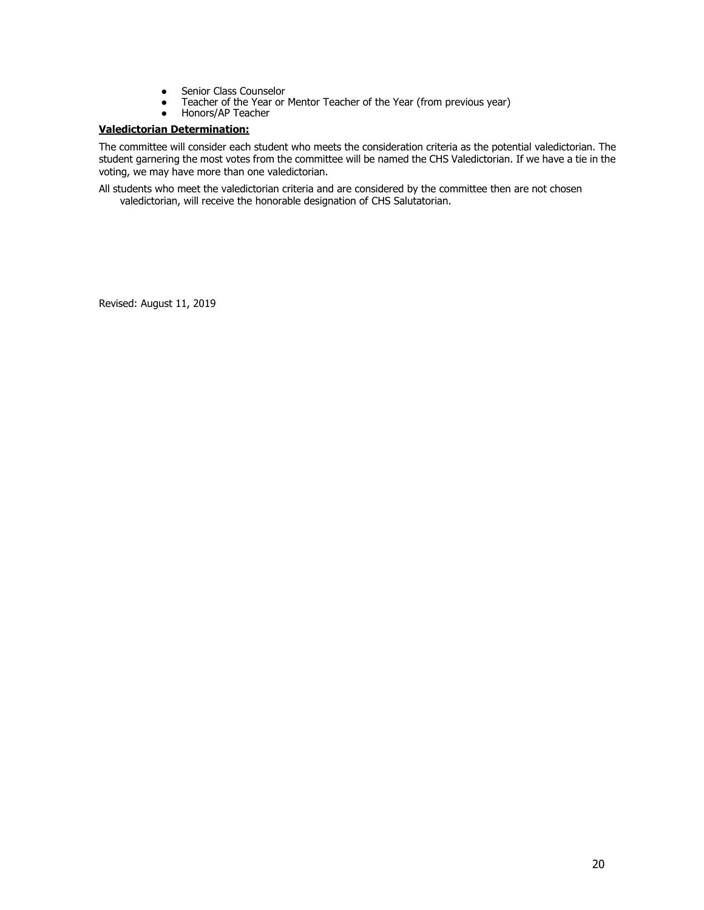- Senior Class Counselor
- Teacher of the Year or Mentor Teacher of the Year (from previous year)
- Honors/AP Teacher

**Valedictorian Determination:**

The committee will consider each student who meets the consideration criteria as the potential valedictorian. The student garnering the most votes from the committee will be named the CHS Valedictorian. If we have a tie in the voting, we may have more than one valedictorian.

All students who meet the valedictorian criteria and are considered by the committee then are not chosen valedictorian, will receive the honorable designation of CHS Salutatorian.

Revised: August 11, 2019